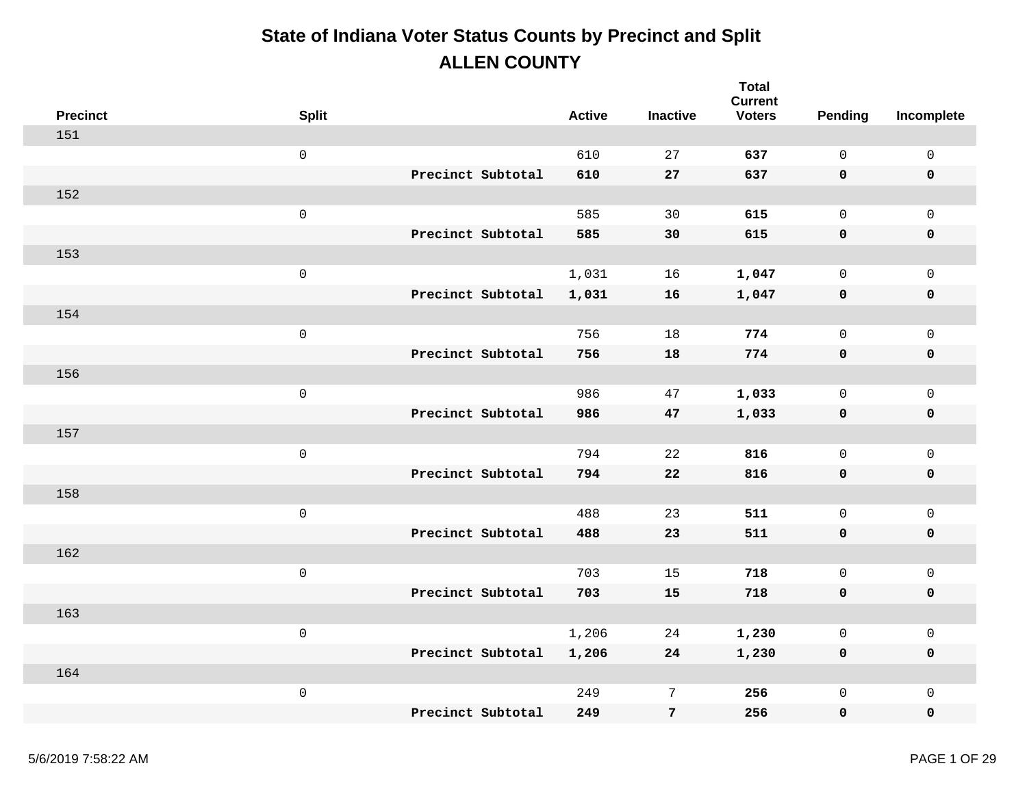# State of Indiana Voter Status Counts by Precinct and Split

## ALLEN COUNTY

| Precinct | Split | | Active | Inactive | Total Current Voters | Pending | Incomplete |
|---|---|---|---|---|---|---|---|
| 151 | | | | | | | |
| | 0 | | 610 | 27 | **637** | 0 | 0 |
| | | **Precinct Subtotal** | **610** | **27** | **637** | **0** | **0** |
| 152 | | | | | | | |
| | 0 | | 585 | 30 | **615** | 0 | 0 |
| | | **Precinct Subtotal** | **585** | **30** | **615** | **0** | **0** |
| 153 | | | | | | | |
| | 0 | | 1,031 | 16 | **1,047** | 0 | 0 |
| | | **Precinct Subtotal** | **1,031** | **16** | **1,047** | **0** | **0** |
| 154 | | | | | | | |
| | 0 | | 756 | 18 | **774** | 0 | 0 |
| | | **Precinct Subtotal** | **756** | **18** | **774** | **0** | **0** |
| 156 | | | | | | | |
| | 0 | | 986 | 47 | **1,033** | 0 | 0 |
| | | **Precinct Subtotal** | **986** | **47** | **1,033** | **0** | **0** |
| 157 | | | | | | | |
| | 0 | | 794 | 22 | **816** | 0 | 0 |
| | | **Precinct Subtotal** | **794** | **22** | **816** | **0** | **0** |
| 158 | | | | | | | |
| | 0 | | 488 | 23 | **511** | 0 | 0 |
| | | **Precinct Subtotal** | **488** | **23** | **511** | **0** | **0** |
| 162 | | | | | | | |
| | 0 | | 703 | 15 | **718** | 0 | 0 |
| | | **Precinct Subtotal** | **703** | **15** | **718** | **0** | **0** |
| 163 | | | | | | | |
| | 0 | | 1,206 | 24 | **1,230** | 0 | 0 |
| | | **Precinct Subtotal** | **1,206** | **24** | **1,230** | **0** | **0** |
| 164 | | | | | | | |
| | 0 | | 249 | 7 | **256** | 0 | 0 |
| | | **Precinct Subtotal** | **249** | **7** | **256** | **0** | **0** |

5/6/2019 7:58:22 AM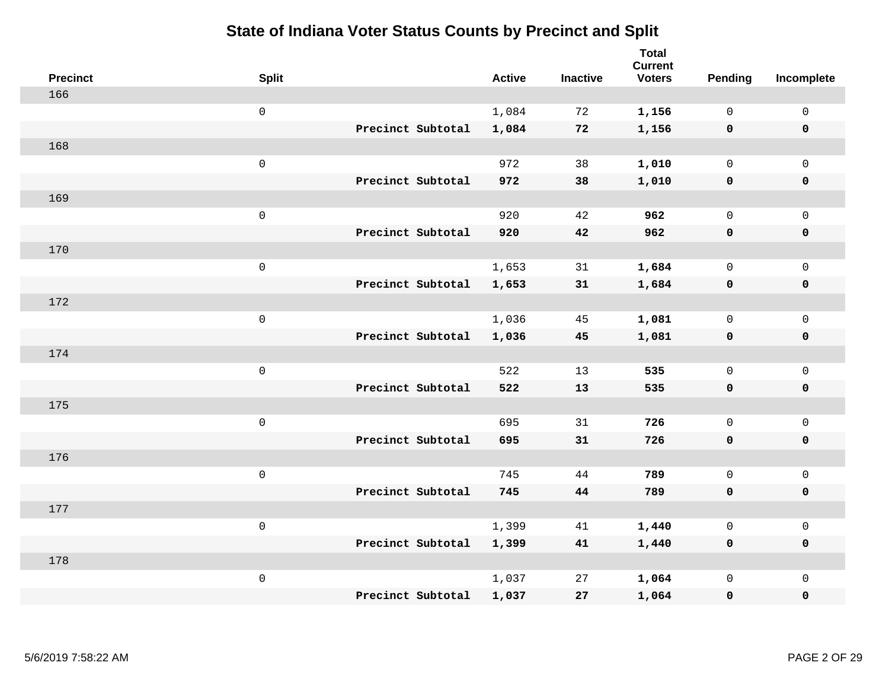# State of Indiana Voter Status Counts by Precinct and Split

| Precinct | Split | | Active | Inactive | Total Current Voters | Pending | Incomplete |
|---|---|---|---|---|---|---|---|
| 166 | | | | | | | |
| | 0 | | 1,084 | 72 | **1,156** | 0 | 0 |
| | | **Precinct Subtotal** | **1,084** | **72** | **1,156** | **0** | **0** |
| 168 | | | | | | | |
| | 0 | | 972 | 38 | **1,010** | 0 | 0 |
| | | **Precinct Subtotal** | **972** | **38** | **1,010** | **0** | **0** |
| 169 | | | | | | | |
| | 0 | | 920 | 42 | **962** | 0 | 0 |
| | | **Precinct Subtotal** | **920** | **42** | **962** | **0** | **0** |
| 170 | | | | | | | |
| | 0 | | 1,653 | 31 | **1,684** | 0 | 0 |
| | | **Precinct Subtotal** | **1,653** | **31** | **1,684** | **0** | **0** |
| 172 | | | | | | | |
| | 0 | | 1,036 | 45 | **1,081** | 0 | 0 |
| | | **Precinct Subtotal** | **1,036** | **45** | **1,081** | **0** | **0** |
| 174 | | | | | | | |
| | 0 | | 522 | 13 | **535** | 0 | 0 |
| | | **Precinct Subtotal** | **522** | **13** | **535** | **0** | **0** |
| 175 | | | | | | | |
| | 0 | | 695 | 31 | **726** | 0 | 0 |
| | | **Precinct Subtotal** | **695** | **31** | **726** | **0** | **0** |
| 176 | | | | | | | |
| | 0 | | 745 | 44 | **789** | 0 | 0 |
| | | **Precinct Subtotal** | **745** | **44** | **789** | **0** | **0** |
| 177 | | | | | | | |
| | 0 | | 1,399 | 41 | **1,440** | 0 | 0 |
| | | **Precinct Subtotal** | **1,399** | **41** | **1,440** | **0** | **0** |
| 178 | | | | | | | |
| | 0 | | 1,037 | 27 | **1,064** | 0 | 0 |
| | | **Precinct Subtotal** | **1,037** | **27** | **1,064** | **0** | **0** |

5/6/2019 7:58:22 AM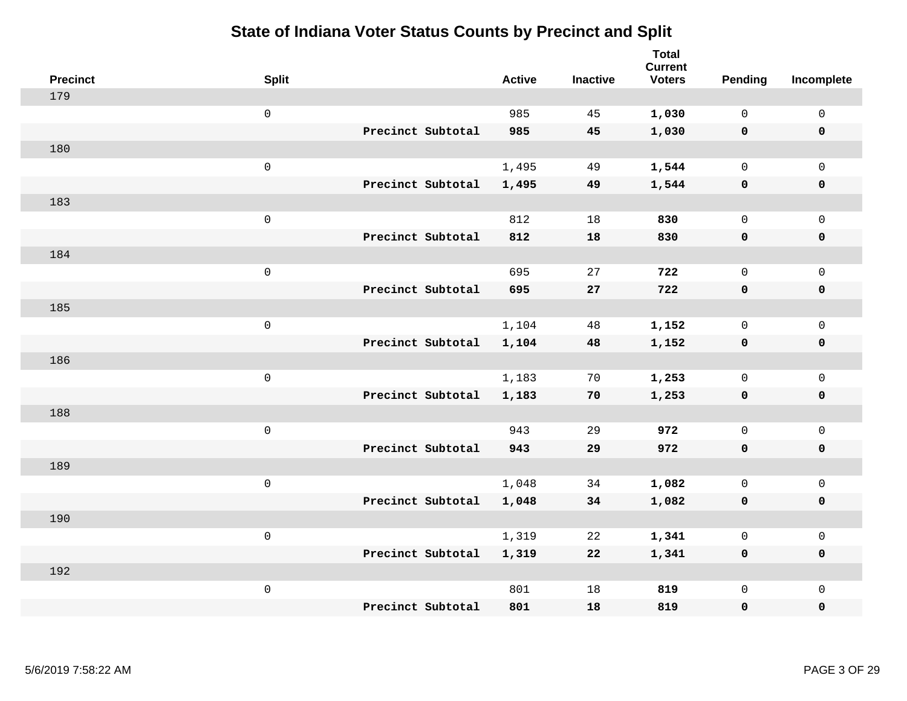# State of Indiana Voter Status Counts by Precinct and Split

| Precinct | Split | | Active | Inactive | Total Current Voters | Pending | Incomplete |
|---|---|---|---|---|---|---|---|
| 179 | | | | | | | |
| | 0 | | 985 | 45 | **1,030** | 0 | 0 |
| | | **Precinct Subtotal** | **985** | **45** | **1,030** | **0** | **0** |
| 180 | | | | | | | |
| | 0 | | 1,495 | 49 | **1,544** | 0 | 0 |
| | | **Precinct Subtotal** | **1,495** | **49** | **1,544** | **0** | **0** |
| 183 | | | | | | | |
| | 0 | | 812 | 18 | **830** | 0 | 0 |
| | | **Precinct Subtotal** | **812** | **18** | **830** | **0** | **0** |
| 184 | | | | | | | |
| | 0 | | 695 | 27 | **722** | 0 | 0 |
| | | **Precinct Subtotal** | **695** | **27** | **722** | **0** | **0** |
| 185 | | | | | | | |
| | 0 | | 1,104 | 48 | **1,152** | 0 | 0 |
| | | **Precinct Subtotal** | **1,104** | **48** | **1,152** | **0** | **0** |
| 186 | | | | | | | |
| | 0 | | 1,183 | 70 | **1,253** | 0 | 0 |
| | | **Precinct Subtotal** | **1,183** | **70** | **1,253** | **0** | **0** |
| 188 | | | | | | | |
| | 0 | | 943 | 29 | **972** | 0 | 0 |
| | | **Precinct Subtotal** | **943** | **29** | **972** | **0** | **0** |
| 189 | | | | | | | |
| | 0 | | 1,048 | 34 | **1,082** | 0 | 0 |
| | | **Precinct Subtotal** | **1,048** | **34** | **1,082** | **0** | **0** |
| 190 | | | | | | | |
| | 0 | | 1,319 | 22 | **1,341** | 0 | 0 |
| | | **Precinct Subtotal** | **1,319** | **22** | **1,341** | **0** | **0** |
| 192 | | | | | | | |
| | 0 | | 801 | 18 | **819** | 0 | 0 |
| | | **Precinct Subtotal** | **801** | **18** | **819** | **0** | **0** |

5/6/2019 7:58:22 AM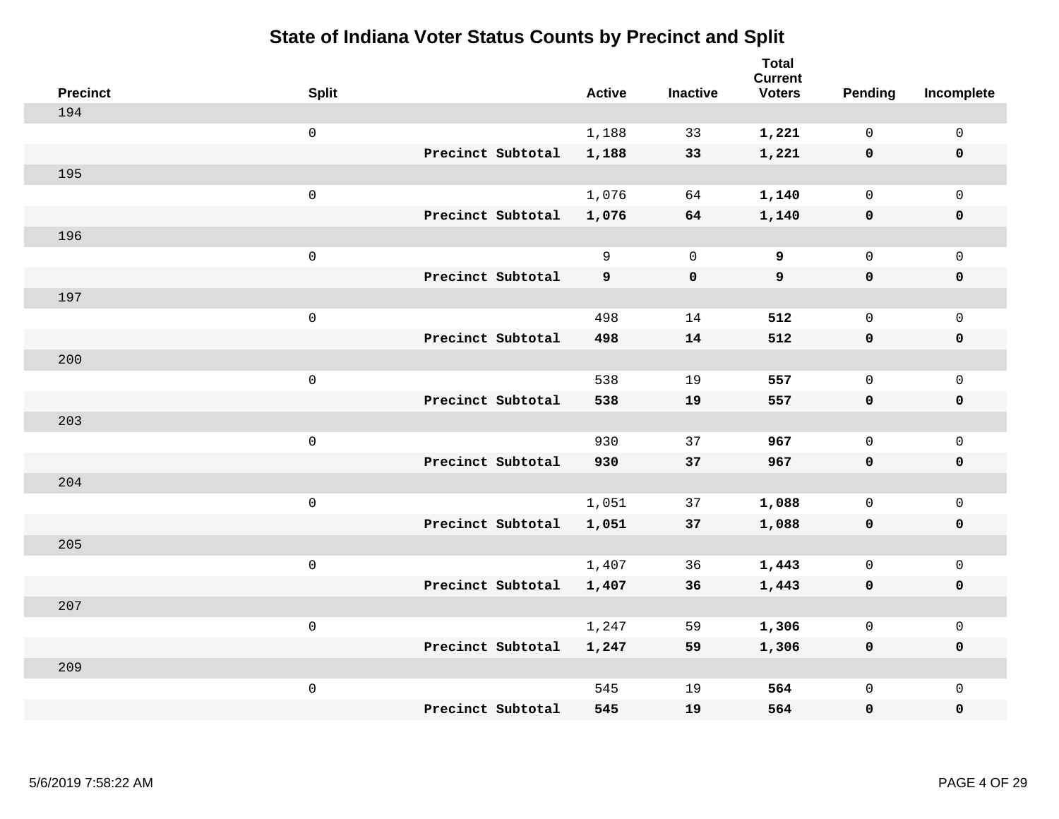# State of Indiana Voter Status Counts by Precinct and Split

| Precinct | Split | | Active | Inactive | Total Current Voters | Pending | Incomplete |
|---|---|---|---|---|---|---|---|
| 194 | | | | | | | |
| | 0 | | 1,188 | 33 | **1,221** | 0 | 0 |
| | | **Precinct Subtotal** | **1,188** | **33** | **1,221** | **0** | **0** |
| 195 | | | | | | | |
| | 0 | | 1,076 | 64 | **1,140** | 0 | 0 |
| | | **Precinct Subtotal** | **1,076** | **64** | **1,140** | **0** | **0** |
| 196 | | | | | | | |
| | 0 | | 9 | 0 | **9** | 0 | 0 |
| | | **Precinct Subtotal** | **9** | **0** | **9** | **0** | **0** |
| 197 | | | | | | | |
| | 0 | | 498 | 14 | **512** | 0 | 0 |
| | | **Precinct Subtotal** | **498** | **14** | **512** | **0** | **0** |
| 200 | | | | | | | |
| | 0 | | 538 | 19 | **557** | 0 | 0 |
| | | **Precinct Subtotal** | **538** | **19** | **557** | **0** | **0** |
| 203 | | | | | | | |
| | 0 | | 930 | 37 | **967** | 0 | 0 |
| | | **Precinct Subtotal** | **930** | **37** | **967** | **0** | **0** |
| 204 | | | | | | | |
| | 0 | | 1,051 | 37 | **1,088** | 0 | 0 |
| | | **Precinct Subtotal** | **1,051** | **37** | **1,088** | **0** | **0** |
| 205 | | | | | | | |
| | 0 | | 1,407 | 36 | **1,443** | 0 | 0 |
| | | **Precinct Subtotal** | **1,407** | **36** | **1,443** | **0** | **0** |
| 207 | | | | | | | |
| | 0 | | 1,247 | 59 | **1,306** | 0 | 0 |
| | | **Precinct Subtotal** | **1,247** | **59** | **1,306** | **0** | **0** |
| 209 | | | | | | | |
| | 0 | | 545 | 19 | **564** | 0 | 0 |
| | | **Precinct Subtotal** | **545** | **19** | **564** | **0** | **0** |

5/6/2019 7:58:22 AM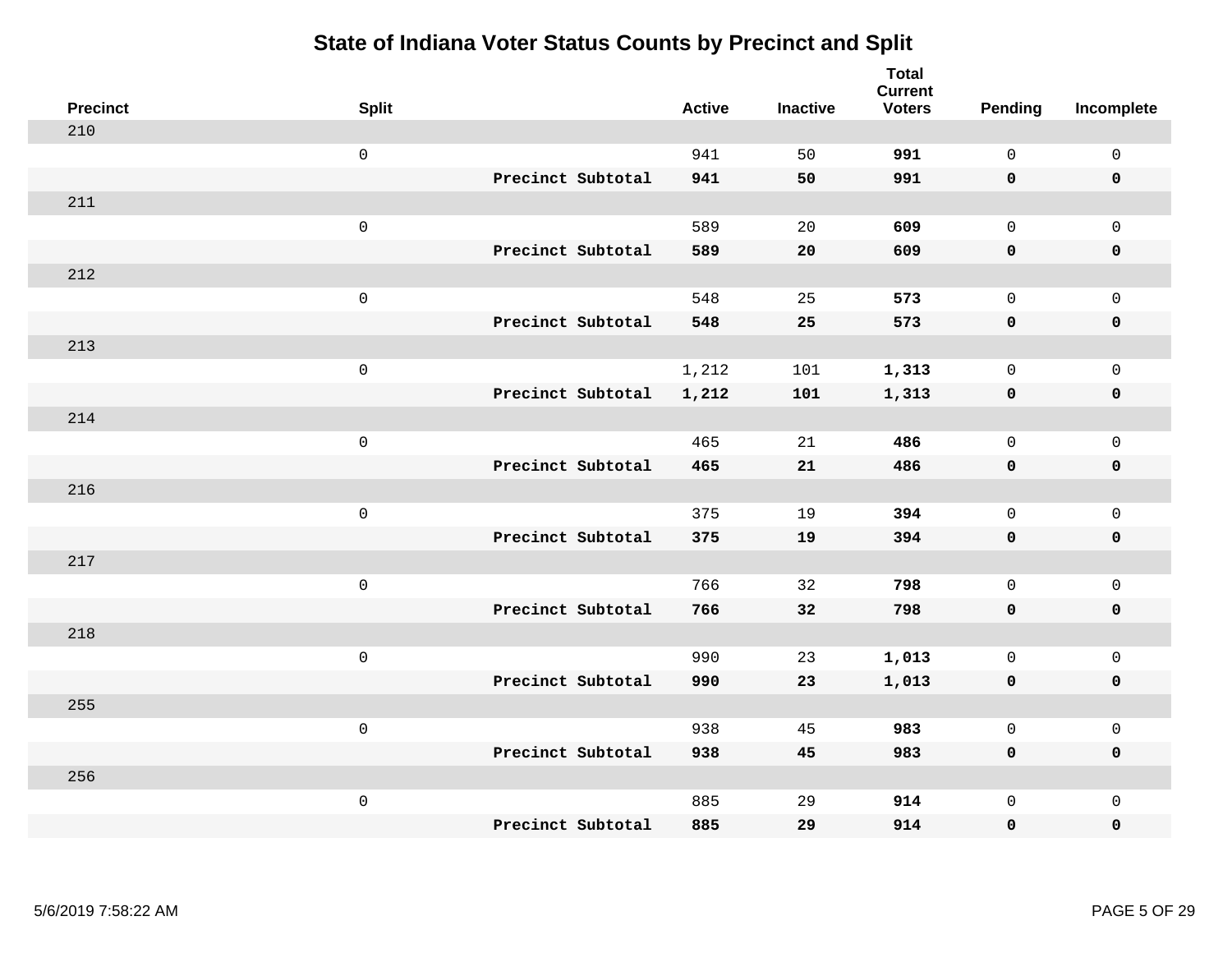# State of Indiana Voter Status Counts by Precinct and Split

| Precinct | Split | | Active | Inactive | Total Current Voters | Pending | Incomplete |
|---|---|---|---|---|---|---|---|
| 210 | | | | | | | |
| | 0 | | 941 | 50 | **991** | 0 | 0 |
| | | **Precinct Subtotal** | **941** | **50** | **991** | **0** | **0** |
| 211 | | | | | | | |
| | 0 | | 589 | 20 | **609** | 0 | 0 |
| | | **Precinct Subtotal** | **589** | **20** | **609** | **0** | **0** |
| 212 | | | | | | | |
| | 0 | | 548 | 25 | **573** | 0 | 0 |
| | | **Precinct Subtotal** | **548** | **25** | **573** | **0** | **0** |
| 213 | | | | | | | |
| | 0 | | 1,212 | 101 | **1,313** | 0 | 0 |
| | | **Precinct Subtotal** | **1,212** | **101** | **1,313** | **0** | **0** |
| 214 | | | | | | | |
| | 0 | | 465 | 21 | **486** | 0 | 0 |
| | | **Precinct Subtotal** | **465** | **21** | **486** | **0** | **0** |
| 216 | | | | | | | |
| | 0 | | 375 | 19 | **394** | 0 | 0 |
| | | **Precinct Subtotal** | **375** | **19** | **394** | **0** | **0** |
| 217 | | | | | | | |
| | 0 | | 766 | 32 | **798** | 0 | 0 |
| | | **Precinct Subtotal** | **766** | **32** | **798** | **0** | **0** |
| 218 | | | | | | | |
| | 0 | | 990 | 23 | **1,013** | 0 | 0 |
| | | **Precinct Subtotal** | **990** | **23** | **1,013** | **0** | **0** |
| 255 | | | | | | | |
| | 0 | | 938 | 45 | **983** | 0 | 0 |
| | | **Precinct Subtotal** | **938** | **45** | **983** | **0** | **0** |
| 256 | | | | | | | |
| | 0 | | 885 | 29 | **914** | 0 | 0 |
| | | **Precinct Subtotal** | **885** | **29** | **914** | **0** | **0** |

5/6/2019 7:58:22 AM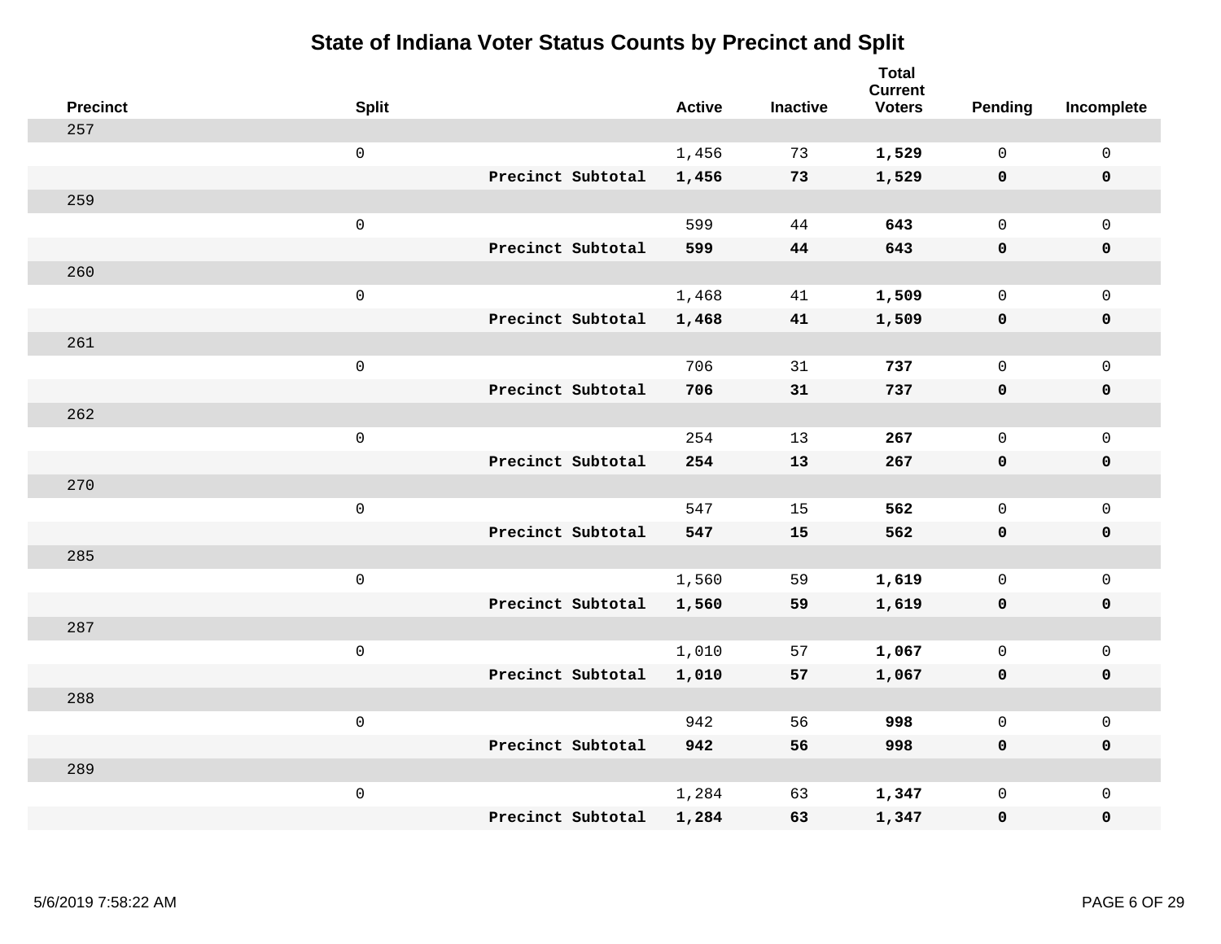# State of Indiana Voter Status Counts by Precinct and Split

| Precinct | Split | | Active | Inactive | Total Current Voters | Pending | Incomplete |
|---|---|---|---|---|---|---|---|
| 257 | | | | | | | |
| | 0 | | 1,456 | 73 | **1,529** | 0 | 0 |
| | | **Precinct Subtotal** | **1,456** | **73** | **1,529** | **0** | **0** |
| 259 | | | | | | | |
| | 0 | | 599 | 44 | **643** | 0 | 0 |
| | | **Precinct Subtotal** | **599** | **44** | **643** | **0** | **0** |
| 260 | | | | | | | |
| | 0 | | 1,468 | 41 | **1,509** | 0 | 0 |
| | | **Precinct Subtotal** | **1,468** | **41** | **1,509** | **0** | **0** |
| 261 | | | | | | | |
| | 0 | | 706 | 31 | **737** | 0 | 0 |
| | | **Precinct Subtotal** | **706** | **31** | **737** | **0** | **0** |
| 262 | | | | | | | |
| | 0 | | 254 | 13 | **267** | 0 | 0 |
| | | **Precinct Subtotal** | **254** | **13** | **267** | **0** | **0** |
| 270 | | | | | | | |
| | 0 | | 547 | 15 | **562** | 0 | 0 |
| | | **Precinct Subtotal** | **547** | **15** | **562** | **0** | **0** |
| 285 | | | | | | | |
| | 0 | | 1,560 | 59 | **1,619** | 0 | 0 |
| | | **Precinct Subtotal** | **1,560** | **59** | **1,619** | **0** | **0** |
| 287 | | | | | | | |
| | 0 | | 1,010 | 57 | **1,067** | 0 | 0 |
| | | **Precinct Subtotal** | **1,010** | **57** | **1,067** | **0** | **0** |
| 288 | | | | | | | |
| | 0 | | 942 | 56 | **998** | 0 | 0 |
| | | **Precinct Subtotal** | **942** | **56** | **998** | **0** | **0** |
| 289 | | | | | | | |
| | 0 | | 1,284 | 63 | **1,347** | 0 | 0 |
| | | **Precinct Subtotal** | **1,284** | **63** | **1,347** | **0** | **0** |

5/6/2019 7:58:22 AM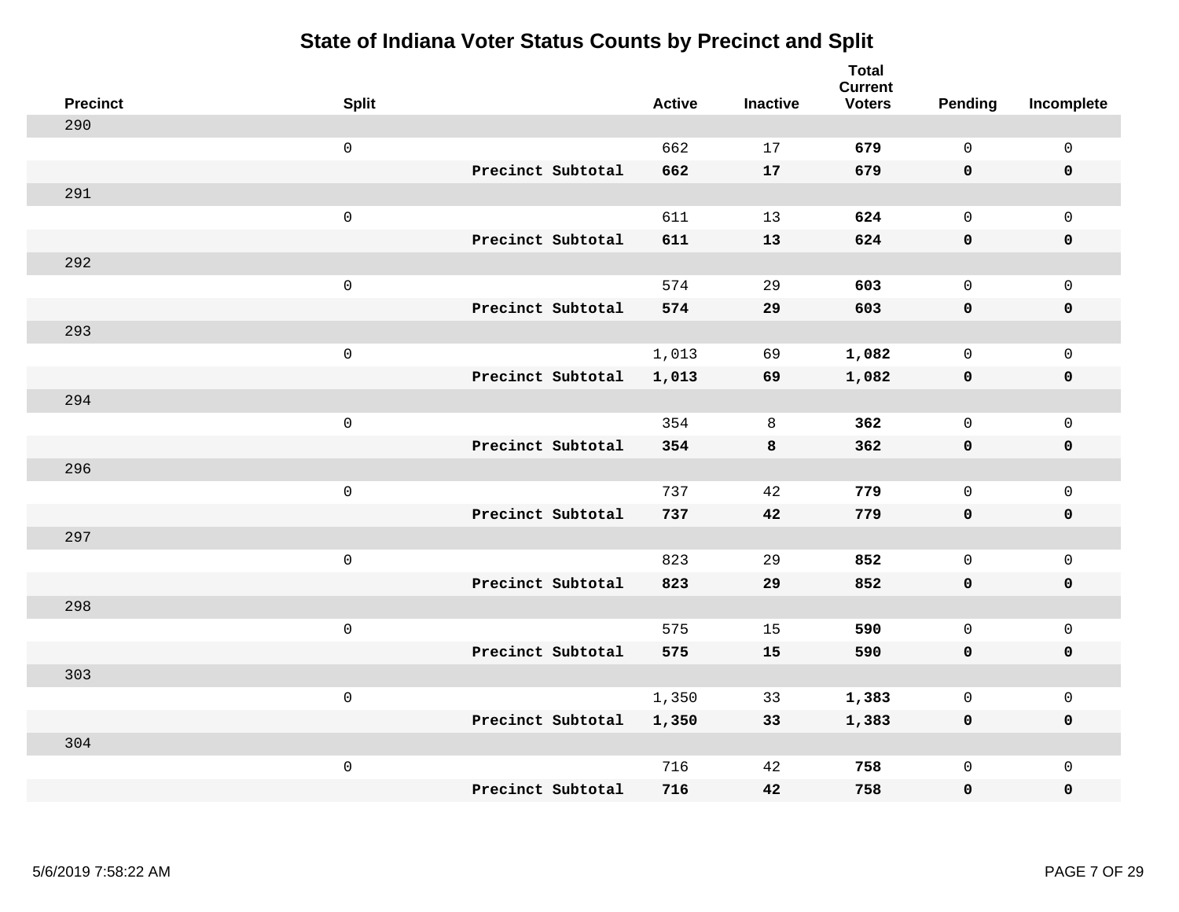# State of Indiana Voter Status Counts by Precinct and Split

| Precinct | Split | | Active | Inactive | Total Current Voters | Pending | Incomplete |
|---|---|---|---|---|---|---|---|
| 290 | | | | | | | |
| | 0 | | 662 | 17 | **679** | 0 | 0 |
| | | **Precinct Subtotal** | **662** | **17** | **679** | **0** | **0** |
| 291 | | | | | | | |
| | 0 | | 611 | 13 | **624** | 0 | 0 |
| | | **Precinct Subtotal** | **611** | **13** | **624** | **0** | **0** |
| 292 | | | | | | | |
| | 0 | | 574 | 29 | **603** | 0 | 0 |
| | | **Precinct Subtotal** | **574** | **29** | **603** | **0** | **0** |
| 293 | | | | | | | |
| | 0 | | 1,013 | 69 | **1,082** | 0 | 0 |
| | | **Precinct Subtotal** | **1,013** | **69** | **1,082** | **0** | **0** |
| 294 | | | | | | | |
| | 0 | | 354 | 8 | **362** | 0 | 0 |
| | | **Precinct Subtotal** | **354** | **8** | **362** | **0** | **0** |
| 296 | | | | | | | |
| | 0 | | 737 | 42 | **779** | 0 | 0 |
| | | **Precinct Subtotal** | **737** | **42** | **779** | **0** | **0** |
| 297 | | | | | | | |
| | 0 | | 823 | 29 | **852** | 0 | 0 |
| | | **Precinct Subtotal** | **823** | **29** | **852** | **0** | **0** |
| 298 | | | | | | | |
| | 0 | | 575 | 15 | **590** | 0 | 0 |
| | | **Precinct Subtotal** | **575** | **15** | **590** | **0** | **0** |
| 303 | | | | | | | |
| | 0 | | 1,350 | 33 | **1,383** | 0 | 0 |
| | | **Precinct Subtotal** | **1,350** | **33** | **1,383** | **0** | **0** |
| 304 | | | | | | | |
| | 0 | | 716 | 42 | **758** | 0 | 0 |
| | | **Precinct Subtotal** | **716** | **42** | **758** | **0** | **0** |

5/6/2019 7:58:22 AM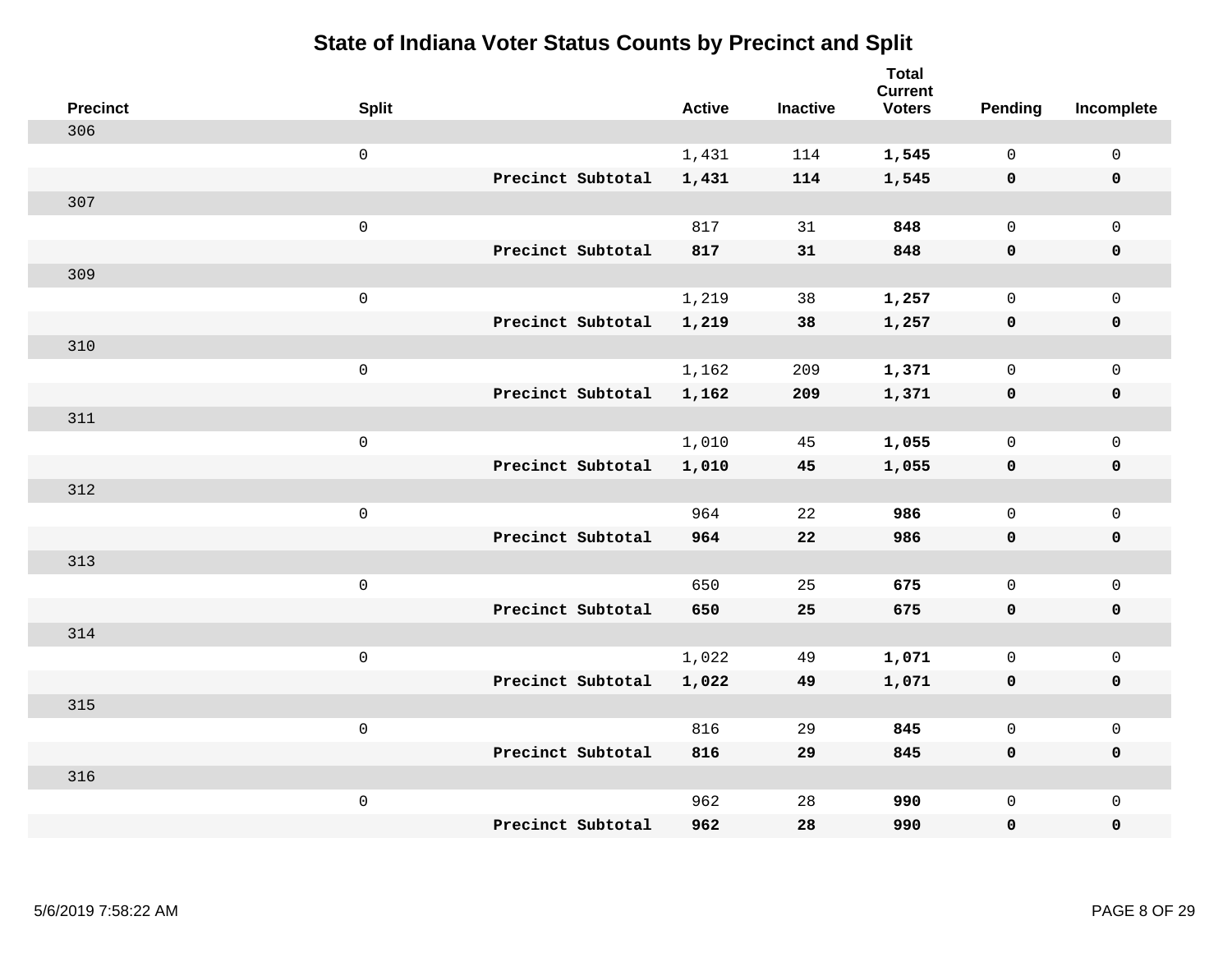# State of Indiana Voter Status Counts by Precinct and Split

| Precinct | Split | | Active | Inactive | Total Current Voters | Pending | Incomplete |
|---|---|---|---|---|---|---|---|
| 306 | | | | | | | |
| | 0 | | 1,431 | 114 | **1,545** | 0 | 0 |
| | | **Precinct Subtotal** | **1,431** | **114** | **1,545** | **0** | **0** |
| 307 | | | | | | | |
| | 0 | | 817 | 31 | **848** | 0 | 0 |
| | | **Precinct Subtotal** | **817** | **31** | **848** | **0** | **0** |
| 309 | | | | | | | |
| | 0 | | 1,219 | 38 | **1,257** | 0 | 0 |
| | | **Precinct Subtotal** | **1,219** | **38** | **1,257** | **0** | **0** |
| 310 | | | | | | | |
| | 0 | | 1,162 | 209 | **1,371** | 0 | 0 |
| | | **Precinct Subtotal** | **1,162** | **209** | **1,371** | **0** | **0** |
| 311 | | | | | | | |
| | 0 | | 1,010 | 45 | **1,055** | 0 | 0 |
| | | **Precinct Subtotal** | **1,010** | **45** | **1,055** | **0** | **0** |
| 312 | | | | | | | |
| | 0 | | 964 | 22 | **986** | 0 | 0 |
| | | **Precinct Subtotal** | **964** | **22** | **986** | **0** | **0** |
| 313 | | | | | | | |
| | 0 | | 650 | 25 | **675** | 0 | 0 |
| | | **Precinct Subtotal** | **650** | **25** | **675** | **0** | **0** |
| 314 | | | | | | | |
| | 0 | | 1,022 | 49 | **1,071** | 0 | 0 |
| | | **Precinct Subtotal** | **1,022** | **49** | **1,071** | **0** | **0** |
| 315 | | | | | | | |
| | 0 | | 816 | 29 | **845** | 0 | 0 |
| | | **Precinct Subtotal** | **816** | **29** | **845** | **0** | **0** |
| 316 | | | | | | | |
| | 0 | | 962 | 28 | **990** | 0 | 0 |
| | | **Precinct Subtotal** | **962** | **28** | **990** | **0** | **0** |

5/6/2019 7:58:22 AM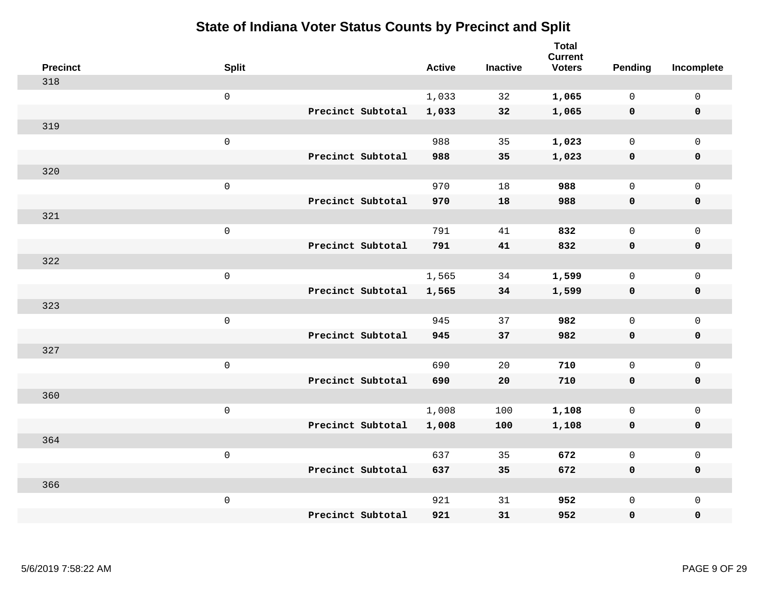# State of Indiana Voter Status Counts by Precinct and Split

| Precinct | Split | | Active | Inactive | Total Current Voters | Pending | Incomplete |
|---|---|---|---|---|---|---|---|
| 318 | | | | | | | |
| | 0 | | 1,033 | 32 | **1,065** | 0 | 0 |
| | | **Precinct Subtotal** | **1,033** | **32** | **1,065** | **0** | **0** |
| 319 | | | | | | | |
| | 0 | | 988 | 35 | **1,023** | 0 | 0 |
| | | **Precinct Subtotal** | **988** | **35** | **1,023** | **0** | **0** |
| 320 | | | | | | | |
| | 0 | | 970 | 18 | **988** | 0 | 0 |
| | | **Precinct Subtotal** | **970** | **18** | **988** | **0** | **0** |
| 321 | | | | | | | |
| | 0 | | 791 | 41 | **832** | 0 | 0 |
| | | **Precinct Subtotal** | **791** | **41** | **832** | **0** | **0** |
| 322 | | | | | | | |
| | 0 | | 1,565 | 34 | **1,599** | 0 | 0 |
| | | **Precinct Subtotal** | **1,565** | **34** | **1,599** | **0** | **0** |
| 323 | | | | | | | |
| | 0 | | 945 | 37 | **982** | 0 | 0 |
| | | **Precinct Subtotal** | **945** | **37** | **982** | **0** | **0** |
| 327 | | | | | | | |
| | 0 | | 690 | 20 | **710** | 0 | 0 |
| | | **Precinct Subtotal** | **690** | **20** | **710** | **0** | **0** |
| 360 | | | | | | | |
| | 0 | | 1,008 | 100 | **1,108** | 0 | 0 |
| | | **Precinct Subtotal** | **1,008** | **100** | **1,108** | **0** | **0** |
| 364 | | | | | | | |
| | 0 | | 637 | 35 | **672** | 0 | 0 |
| | | **Precinct Subtotal** | **637** | **35** | **672** | **0** | **0** |
| 366 | | | | | | | |
| | 0 | | 921 | 31 | **952** | 0 | 0 |
| | | **Precinct Subtotal** | **921** | **31** | **952** | **0** | **0** |

5/6/2019 7:58:22 AM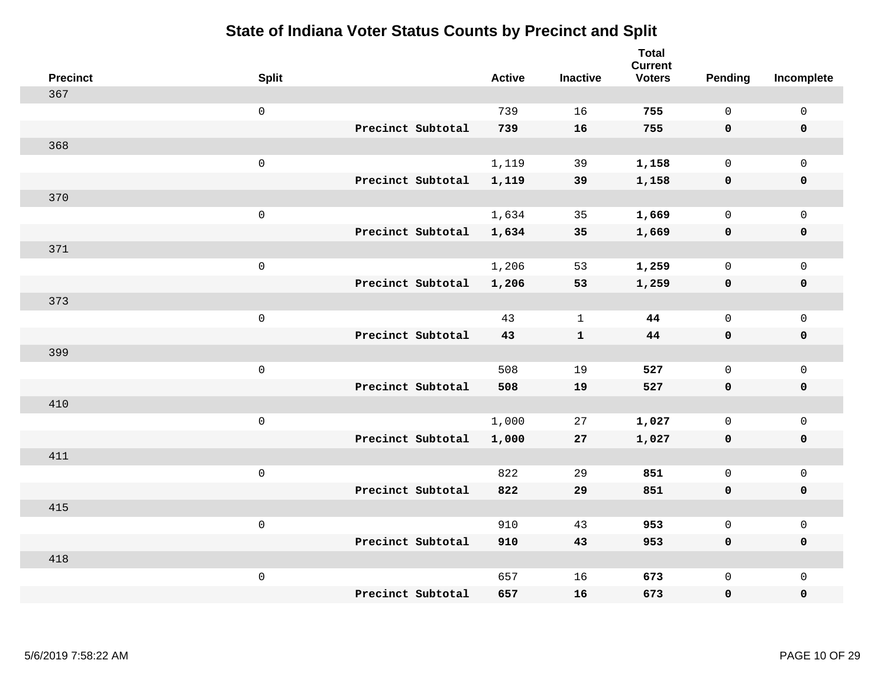# State of Indiana Voter Status Counts by Precinct and Split

| Precinct | Split | | Active | Inactive | Total Current Voters | Pending | Incomplete |
|---|---|---|---|---|---|---|---|
| 367 | | | | | | | |
| | 0 | | 739 | 16 | **755** | 0 | 0 |
| | | **Precinct Subtotal** | **739** | **16** | **755** | **0** | **0** |
| 368 | | | | | | | |
| | 0 | | 1,119 | 39 | **1,158** | 0 | 0 |
| | | **Precinct Subtotal** | **1,119** | **39** | **1,158** | **0** | **0** |
| 370 | | | | | | | |
| | 0 | | 1,634 | 35 | **1,669** | 0 | 0 |
| | | **Precinct Subtotal** | **1,634** | **35** | **1,669** | **0** | **0** |
| 371 | | | | | | | |
| | 0 | | 1,206 | 53 | **1,259** | 0 | 0 |
| | | **Precinct Subtotal** | **1,206** | **53** | **1,259** | **0** | **0** |
| 373 | | | | | | | |
| | 0 | | 43 | 1 | **44** | 0 | 0 |
| | | **Precinct Subtotal** | **43** | **1** | **44** | **0** | **0** |
| 399 | | | | | | | |
| | 0 | | 508 | 19 | **527** | 0 | 0 |
| | | **Precinct Subtotal** | **508** | **19** | **527** | **0** | **0** |
| 410 | | | | | | | |
| | 0 | | 1,000 | 27 | **1,027** | 0 | 0 |
| | | **Precinct Subtotal** | **1,000** | **27** | **1,027** | **0** | **0** |
| 411 | | | | | | | |
| | 0 | | 822 | 29 | **851** | 0 | 0 |
| | | **Precinct Subtotal** | **822** | **29** | **851** | **0** | **0** |
| 415 | | | | | | | |
| | 0 | | 910 | 43 | **953** | 0 | 0 |
| | | **Precinct Subtotal** | **910** | **43** | **953** | **0** | **0** |
| 418 | | | | | | | |
| | 0 | | 657 | 16 | **673** | 0 | 0 |
| | | **Precinct Subtotal** | **657** | **16** | **673** | **0** | **0** |

5/6/2019 7:58:22 AM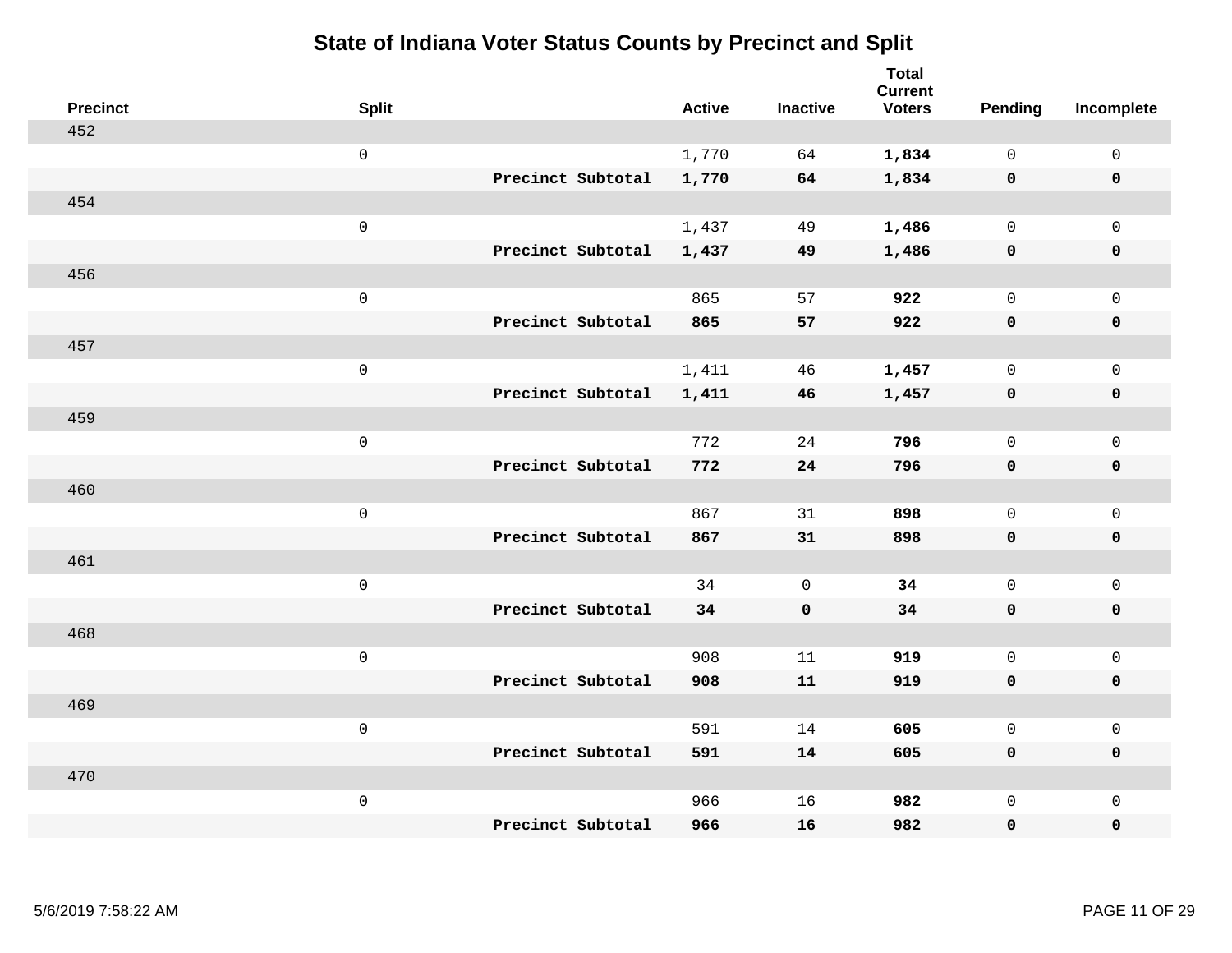# State of Indiana Voter Status Counts by Precinct and Split

| Precinct | Split | | Active | Inactive | Total Current Voters | Pending | Incomplete |
|---|---|---|---|---|---|---|---|
| 452 | | | | | | | |
| | 0 | | 1,770 | 64 | **1,834** | 0 | 0 |
| | | **Precinct Subtotal** | **1,770** | **64** | **1,834** | **0** | **0** |
| 454 | | | | | | | |
| | 0 | | 1,437 | 49 | **1,486** | 0 | 0 |
| | | **Precinct Subtotal** | **1,437** | **49** | **1,486** | **0** | **0** |
| 456 | | | | | | | |
| | 0 | | 865 | 57 | **922** | 0 | 0 |
| | | **Precinct Subtotal** | **865** | **57** | **922** | **0** | **0** |
| 457 | | | | | | | |
| | 0 | | 1,411 | 46 | **1,457** | 0 | 0 |
| | | **Precinct Subtotal** | **1,411** | **46** | **1,457** | **0** | **0** |
| 459 | | | | | | | |
| | 0 | | 772 | 24 | **796** | 0 | 0 |
| | | **Precinct Subtotal** | **772** | **24** | **796** | **0** | **0** |
| 460 | | | | | | | |
| | 0 | | 867 | 31 | **898** | 0 | 0 |
| | | **Precinct Subtotal** | **867** | **31** | **898** | **0** | **0** |
| 461 | | | | | | | |
| | 0 | | 34 | 0 | **34** | 0 | 0 |
| | | **Precinct Subtotal** | **34** | **0** | **34** | **0** | **0** |
| 468 | | | | | | | |
| | 0 | | 908 | 11 | **919** | 0 | 0 |
| | | **Precinct Subtotal** | **908** | **11** | **919** | **0** | **0** |
| 469 | | | | | | | |
| | 0 | | 591 | 14 | **605** | 0 | 0 |
| | | **Precinct Subtotal** | **591** | **14** | **605** | **0** | **0** |
| 470 | | | | | | | |
| | 0 | | 966 | 16 | **982** | 0 | 0 |
| | | **Precinct Subtotal** | **966** | **16** | **982** | **0** | **0** |

5/6/2019 7:58:22 AM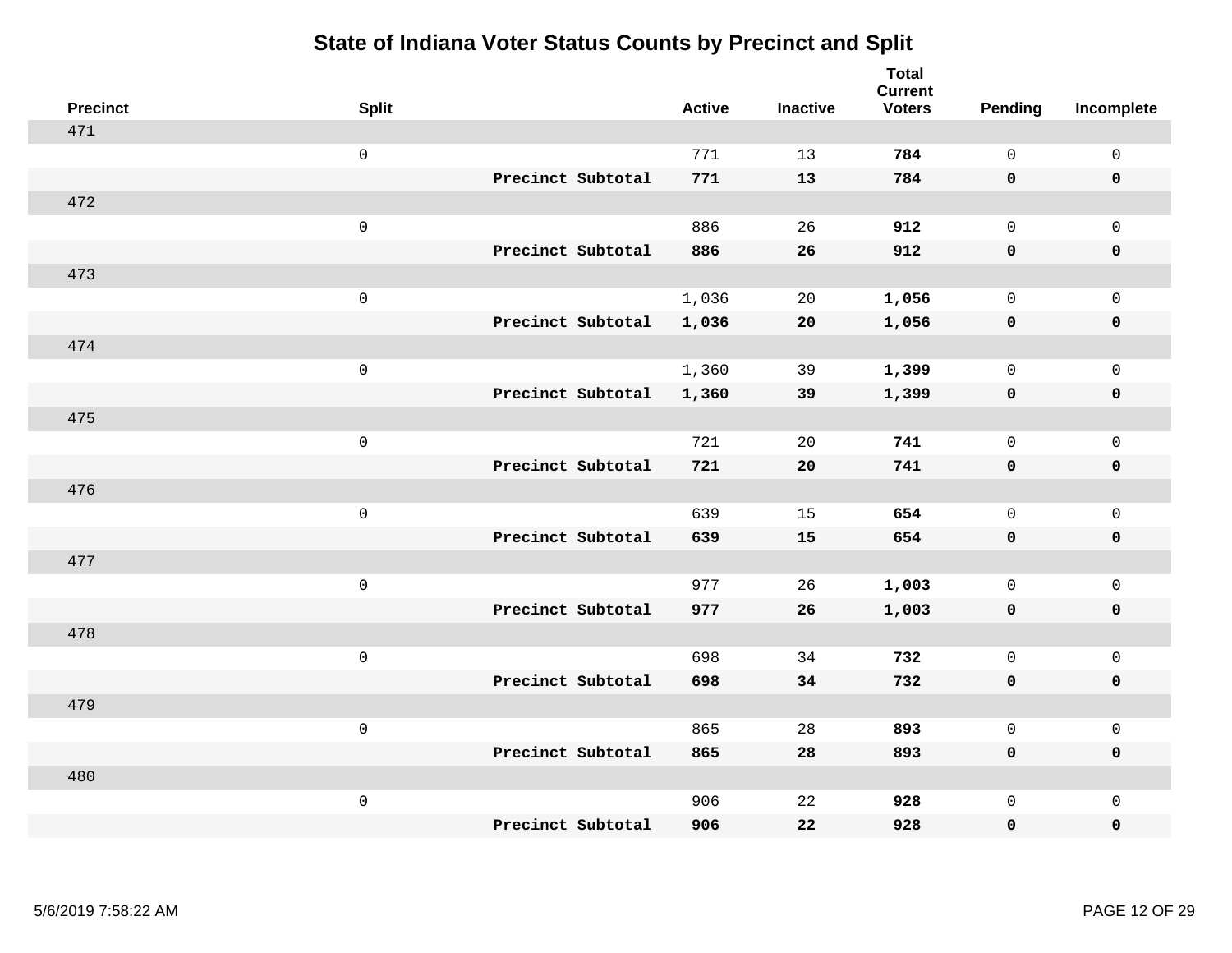# State of Indiana Voter Status Counts by Precinct and Split

| Precinct | Split | | Active | Inactive | Total Current Voters | Pending | Incomplete |
|---|---|---|---|---|---|---|---|
| 471 | | | | | | | |
| | 0 | | 771 | 13 | **784** | 0 | 0 |
| | | **Precinct Subtotal** | **771** | **13** | **784** | **0** | **0** |
| 472 | | | | | | | |
| | 0 | | 886 | 26 | **912** | 0 | 0 |
| | | **Precinct Subtotal** | **886** | **26** | **912** | **0** | **0** |
| 473 | | | | | | | |
| | 0 | | 1,036 | 20 | **1,056** | 0 | 0 |
| | | **Precinct Subtotal** | **1,036** | **20** | **1,056** | **0** | **0** |
| 474 | | | | | | | |
| | 0 | | 1,360 | 39 | **1,399** | 0 | 0 |
| | | **Precinct Subtotal** | **1,360** | **39** | **1,399** | **0** | **0** |
| 475 | | | | | | | |
| | 0 | | 721 | 20 | **741** | 0 | 0 |
| | | **Precinct Subtotal** | **721** | **20** | **741** | **0** | **0** |
| 476 | | | | | | | |
| | 0 | | 639 | 15 | **654** | 0 | 0 |
| | | **Precinct Subtotal** | **639** | **15** | **654** | **0** | **0** |
| 477 | | | | | | | |
| | 0 | | 977 | 26 | **1,003** | 0 | 0 |
| | | **Precinct Subtotal** | **977** | **26** | **1,003** | **0** | **0** |
| 478 | | | | | | | |
| | 0 | | 698 | 34 | **732** | 0 | 0 |
| | | **Precinct Subtotal** | **698** | **34** | **732** | **0** | **0** |
| 479 | | | | | | | |
| | 0 | | 865 | 28 | **893** | 0 | 0 |
| | | **Precinct Subtotal** | **865** | **28** | **893** | **0** | **0** |
| 480 | | | | | | | |
| | 0 | | 906 | 22 | **928** | 0 | 0 |
| | | **Precinct Subtotal** | **906** | **22** | **928** | **0** | **0** |

5/6/2019 7:58:22 AM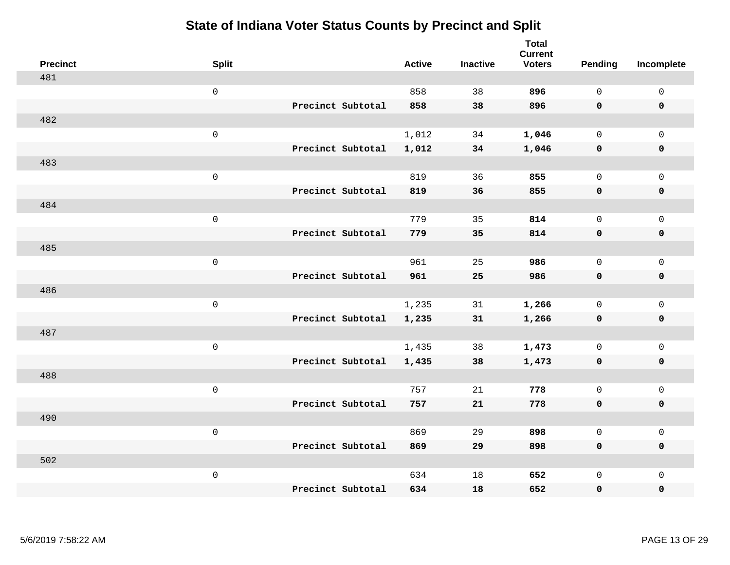# State of Indiana Voter Status Counts by Precinct and Split

| Precinct | Split | | Active | Inactive | Total Current Voters | Pending | Incomplete |
|---|---|---|---|---|---|---|---|
| 481 | | | | | | | |
| | 0 | | 858 | 38 | **896** | 0 | 0 |
| | | **Precinct Subtotal** | **858** | **38** | **896** | **0** | **0** |
| 482 | | | | | | | |
| | 0 | | 1,012 | 34 | **1,046** | 0 | 0 |
| | | **Precinct Subtotal** | **1,012** | **34** | **1,046** | **0** | **0** |
| 483 | | | | | | | |
| | 0 | | 819 | 36 | **855** | 0 | 0 |
| | | **Precinct Subtotal** | **819** | **36** | **855** | **0** | **0** |
| 484 | | | | | | | |
| | 0 | | 779 | 35 | **814** | 0 | 0 |
| | | **Precinct Subtotal** | **779** | **35** | **814** | **0** | **0** |
| 485 | | | | | | | |
| | 0 | | 961 | 25 | **986** | 0 | 0 |
| | | **Precinct Subtotal** | **961** | **25** | **986** | **0** | **0** |
| 486 | | | | | | | |
| | 0 | | 1,235 | 31 | **1,266** | 0 | 0 |
| | | **Precinct Subtotal** | **1,235** | **31** | **1,266** | **0** | **0** |
| 487 | | | | | | | |
| | 0 | | 1,435 | 38 | **1,473** | 0 | 0 |
| | | **Precinct Subtotal** | **1,435** | **38** | **1,473** | **0** | **0** |
| 488 | | | | | | | |
| | 0 | | 757 | 21 | **778** | 0 | 0 |
| | | **Precinct Subtotal** | **757** | **21** | **778** | **0** | **0** |
| 490 | | | | | | | |
| | 0 | | 869 | 29 | **898** | 0 | 0 |
| | | **Precinct Subtotal** | **869** | **29** | **898** | **0** | **0** |
| 502 | | | | | | | |
| | 0 | | 634 | 18 | **652** | 0 | 0 |
| | | **Precinct Subtotal** | **634** | **18** | **652** | **0** | **0** |

5/6/2019 7:58:22 AM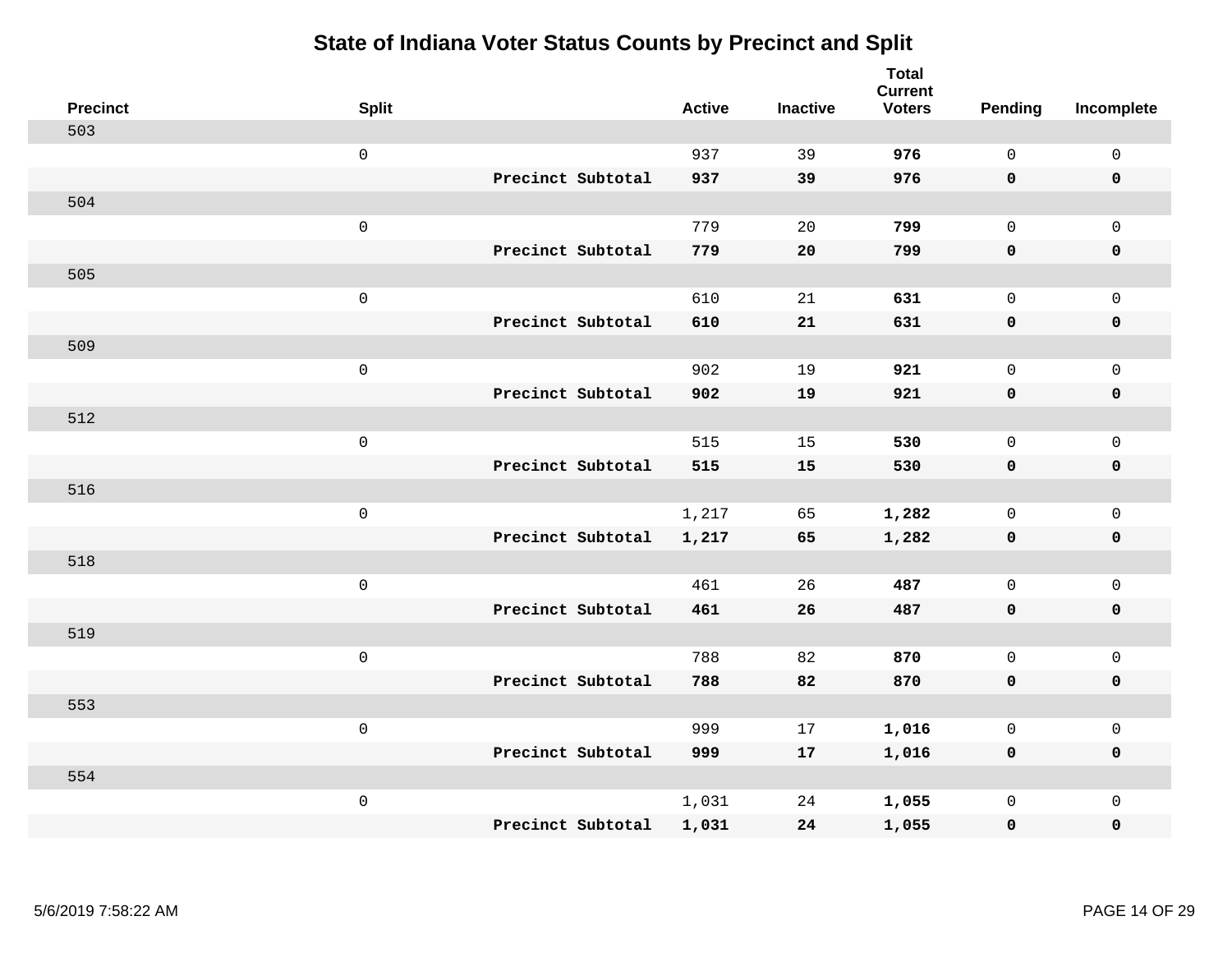# State of Indiana Voter Status Counts by Precinct and Split

| Precinct | Split | | Active | Inactive | Total Current Voters | Pending | Incomplete |
|---|---|---|---|---|---|---|---|
| 503 | | | | | | | |
| | 0 | | 937 | 39 | **976** | 0 | 0 |
| | | **Precinct Subtotal** | **937** | **39** | **976** | **0** | **0** |
| 504 | | | | | | | |
| | 0 | | 779 | 20 | **799** | 0 | 0 |
| | | **Precinct Subtotal** | **779** | **20** | **799** | **0** | **0** |
| 505 | | | | | | | |
| | 0 | | 610 | 21 | **631** | 0 | 0 |
| | | **Precinct Subtotal** | **610** | **21** | **631** | **0** | **0** |
| 509 | | | | | | | |
| | 0 | | 902 | 19 | **921** | 0 | 0 |
| | | **Precinct Subtotal** | **902** | **19** | **921** | **0** | **0** |
| 512 | | | | | | | |
| | 0 | | 515 | 15 | **530** | 0 | 0 |
| | | **Precinct Subtotal** | **515** | **15** | **530** | **0** | **0** |
| 516 | | | | | | | |
| | 0 | | 1,217 | 65 | **1,282** | 0 | 0 |
| | | **Precinct Subtotal** | **1,217** | **65** | **1,282** | **0** | **0** |
| 518 | | | | | | | |
| | 0 | | 461 | 26 | **487** | 0 | 0 |
| | | **Precinct Subtotal** | **461** | **26** | **487** | **0** | **0** |
| 519 | | | | | | | |
| | 0 | | 788 | 82 | **870** | 0 | 0 |
| | | **Precinct Subtotal** | **788** | **82** | **870** | **0** | **0** |
| 553 | | | | | | | |
| | 0 | | 999 | 17 | **1,016** | 0 | 0 |
| | | **Precinct Subtotal** | **999** | **17** | **1,016** | **0** | **0** |
| 554 | | | | | | | |
| | 0 | | 1,031 | 24 | **1,055** | 0 | 0 |
| | | **Precinct Subtotal** | **1,031** | **24** | **1,055** | **0** | **0** |

5/6/2019 7:58:22 AM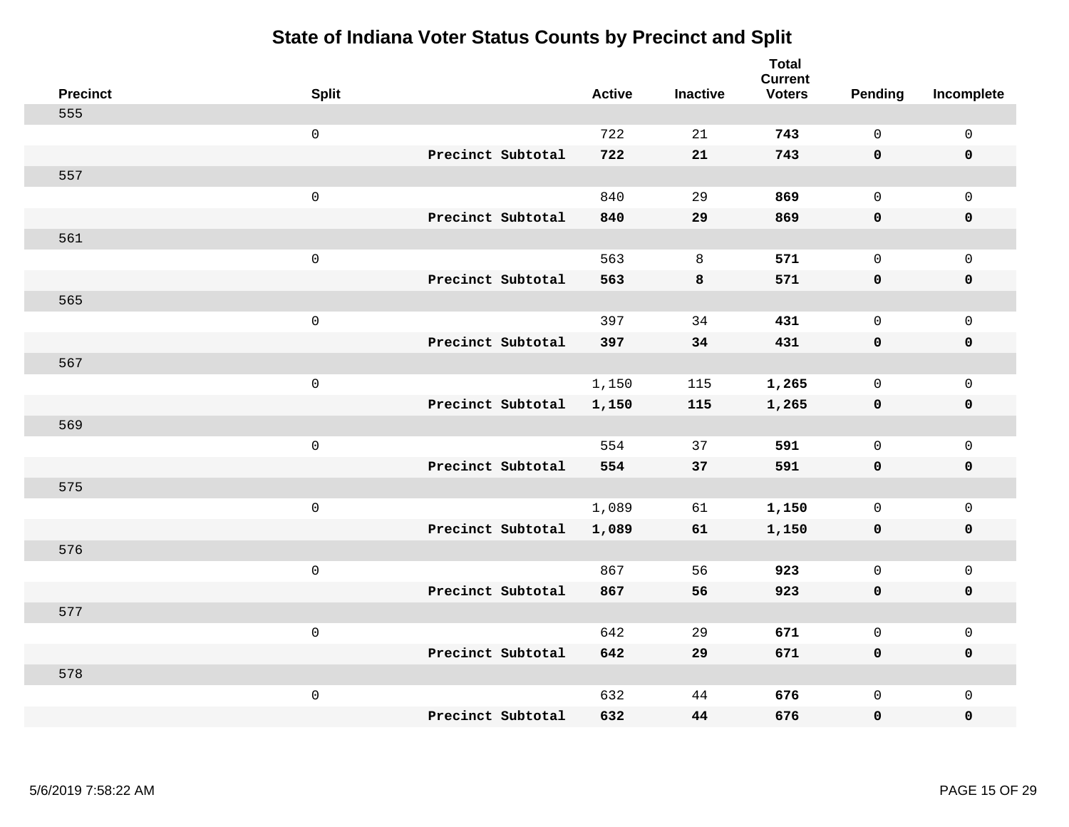# State of Indiana Voter Status Counts by Precinct and Split

| Precinct | Split | | Active | Inactive | Total Current Voters | Pending | Incomplete |
|---|---|---|---|---|---|---|---|
| 555 | | | | | | | |
| | 0 | | 722 | 21 | **743** | 0 | 0 |
| | | **Precinct Subtotal** | **722** | **21** | **743** | **0** | **0** |
| 557 | | | | | | | |
| | 0 | | 840 | 29 | **869** | 0 | 0 |
| | | **Precinct Subtotal** | **840** | **29** | **869** | **0** | **0** |
| 561 | | | | | | | |
| | 0 | | 563 | 8 | **571** | 0 | 0 |
| | | **Precinct Subtotal** | **563** | **8** | **571** | **0** | **0** |
| 565 | | | | | | | |
| | 0 | | 397 | 34 | **431** | 0 | 0 |
| | | **Precinct Subtotal** | **397** | **34** | **431** | **0** | **0** |
| 567 | | | | | | | |
| | 0 | | 1,150 | 115 | **1,265** | 0 | 0 |
| | | **Precinct Subtotal** | **1,150** | **115** | **1,265** | **0** | **0** |
| 569 | | | | | | | |
| | 0 | | 554 | 37 | **591** | 0 | 0 |
| | | **Precinct Subtotal** | **554** | **37** | **591** | **0** | **0** |
| 575 | | | | | | | |
| | 0 | | 1,089 | 61 | **1,150** | 0 | 0 |
| | | **Precinct Subtotal** | **1,089** | **61** | **1,150** | **0** | **0** |
| 576 | | | | | | | |
| | 0 | | 867 | 56 | **923** | 0 | 0 |
| | | **Precinct Subtotal** | **867** | **56** | **923** | **0** | **0** |
| 577 | | | | | | | |
| | 0 | | 642 | 29 | **671** | 0 | 0 |
| | | **Precinct Subtotal** | **642** | **29** | **671** | **0** | **0** |
| 578 | | | | | | | |
| | 0 | | 632 | 44 | **676** | 0 | 0 |
| | | **Precinct Subtotal** | **632** | **44** | **676** | **0** | **0** |

5/6/2019 7:58:22 AM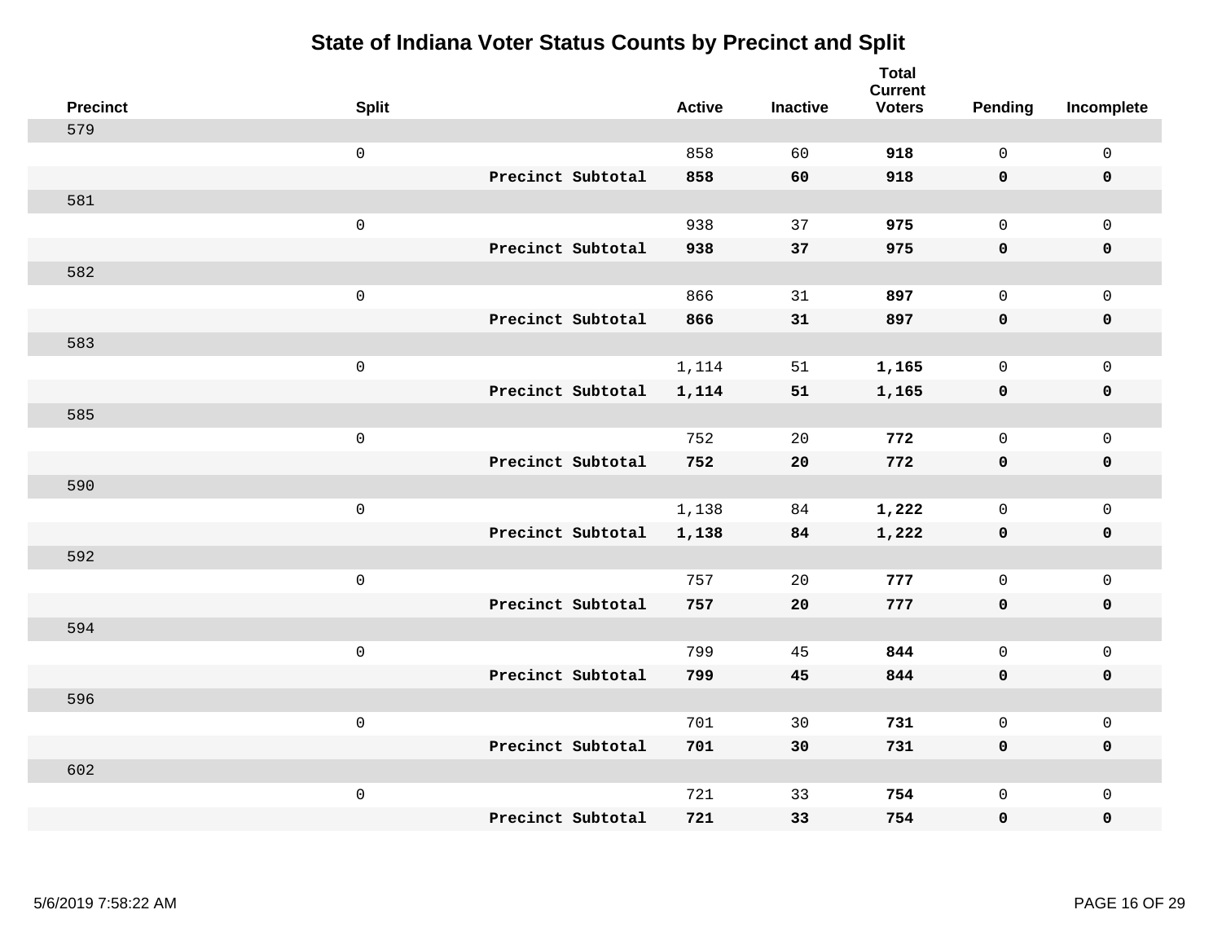# State of Indiana Voter Status Counts by Precinct and Split

| Precinct | Split | | Active | Inactive | Total Current Voters | Pending | Incomplete |
|---|---|---|---|---|---|---|---|
| 579 | | | | | | | |
| | 0 | | 858 | 60 | **918** | 0 | 0 |
| | | **Precinct Subtotal** | **858** | **60** | **918** | **0** | **0** |
| 581 | | | | | | | |
| | 0 | | 938 | 37 | **975** | 0 | 0 |
| | | **Precinct Subtotal** | **938** | **37** | **975** | **0** | **0** |
| 582 | | | | | | | |
| | 0 | | 866 | 31 | **897** | 0 | 0 |
| | | **Precinct Subtotal** | **866** | **31** | **897** | **0** | **0** |
| 583 | | | | | | | |
| | 0 | | 1,114 | 51 | **1,165** | 0 | 0 |
| | | **Precinct Subtotal** | **1,114** | **51** | **1,165** | **0** | **0** |
| 585 | | | | | | | |
| | 0 | | 752 | 20 | **772** | 0 | 0 |
| | | **Precinct Subtotal** | **752** | **20** | **772** | **0** | **0** |
| 590 | | | | | | | |
| | 0 | | 1,138 | 84 | **1,222** | 0 | 0 |
| | | **Precinct Subtotal** | **1,138** | **84** | **1,222** | **0** | **0** |
| 592 | | | | | | | |
| | 0 | | 757 | 20 | **777** | 0 | 0 |
| | | **Precinct Subtotal** | **757** | **20** | **777** | **0** | **0** |
| 594 | | | | | | | |
| | 0 | | 799 | 45 | **844** | 0 | 0 |
| | | **Precinct Subtotal** | **799** | **45** | **844** | **0** | **0** |
| 596 | | | | | | | |
| | 0 | | 701 | 30 | **731** | 0 | 0 |
| | | **Precinct Subtotal** | **701** | **30** | **731** | **0** | **0** |
| 602 | | | | | | | |
| | 0 | | 721 | 33 | **754** | 0 | 0 |
| | | **Precinct Subtotal** | **721** | **33** | **754** | **0** | **0** |

5/6/2019 7:58:22 AM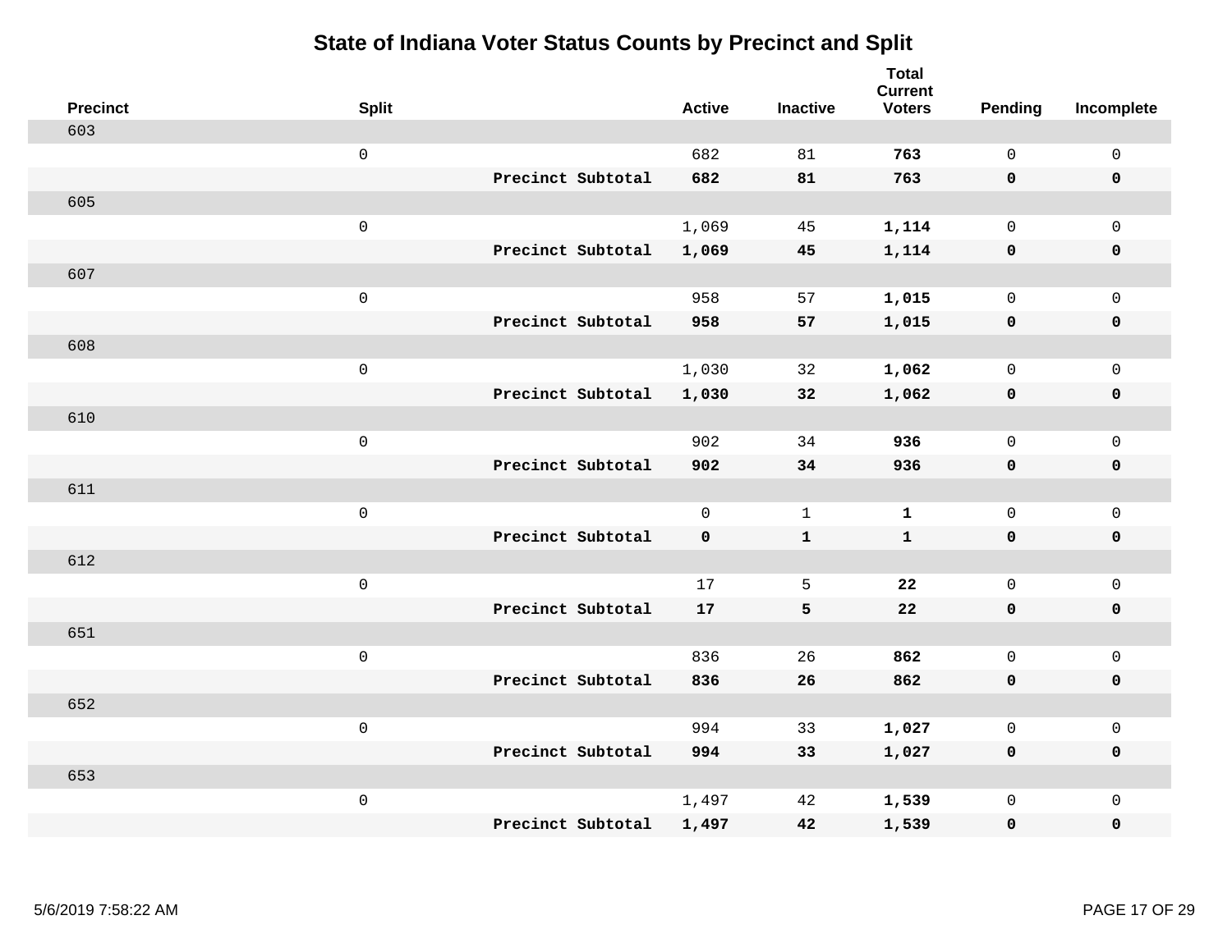# State of Indiana Voter Status Counts by Precinct and Split

| Precinct | Split | | Active | Inactive | Total Current Voters | Pending | Incomplete |
|---|---|---|---|---|---|---|---|
| 603 | | | | | | | |
| | 0 | | 682 | 81 | **763** | 0 | 0 |
| | | **Precinct Subtotal** | **682** | **81** | **763** | **0** | **0** |
| 605 | | | | | | | |
| | 0 | | 1,069 | 45 | **1,114** | 0 | 0 |
| | | **Precinct Subtotal** | **1,069** | **45** | **1,114** | **0** | **0** |
| 607 | | | | | | | |
| | 0 | | 958 | 57 | **1,015** | 0 | 0 |
| | | **Precinct Subtotal** | **958** | **57** | **1,015** | **0** | **0** |
| 608 | | | | | | | |
| | 0 | | 1,030 | 32 | **1,062** | 0 | 0 |
| | | **Precinct Subtotal** | **1,030** | **32** | **1,062** | **0** | **0** |
| 610 | | | | | | | |
| | 0 | | 902 | 34 | **936** | 0 | 0 |
| | | **Precinct Subtotal** | **902** | **34** | **936** | **0** | **0** |
| 611 | | | | | | | |
| | 0 | | 0 | 1 | **1** | 0 | 0 |
| | | **Precinct Subtotal** | **0** | **1** | **1** | **0** | **0** |
| 612 | | | | | | | |
| | 0 | | 17 | 5 | **22** | 0 | 0 |
| | | **Precinct Subtotal** | **17** | **5** | **22** | **0** | **0** |
| 651 | | | | | | | |
| | 0 | | 836 | 26 | **862** | 0 | 0 |
| | | **Precinct Subtotal** | **836** | **26** | **862** | **0** | **0** |
| 652 | | | | | | | |
| | 0 | | 994 | 33 | **1,027** | 0 | 0 |
| | | **Precinct Subtotal** | **994** | **33** | **1,027** | **0** | **0** |
| 653 | | | | | | | |
| | 0 | | 1,497 | 42 | **1,539** | 0 | 0 |
| | | **Precinct Subtotal** | **1,497** | **42** | **1,539** | **0** | **0** |

5/6/2019 7:58:22 AM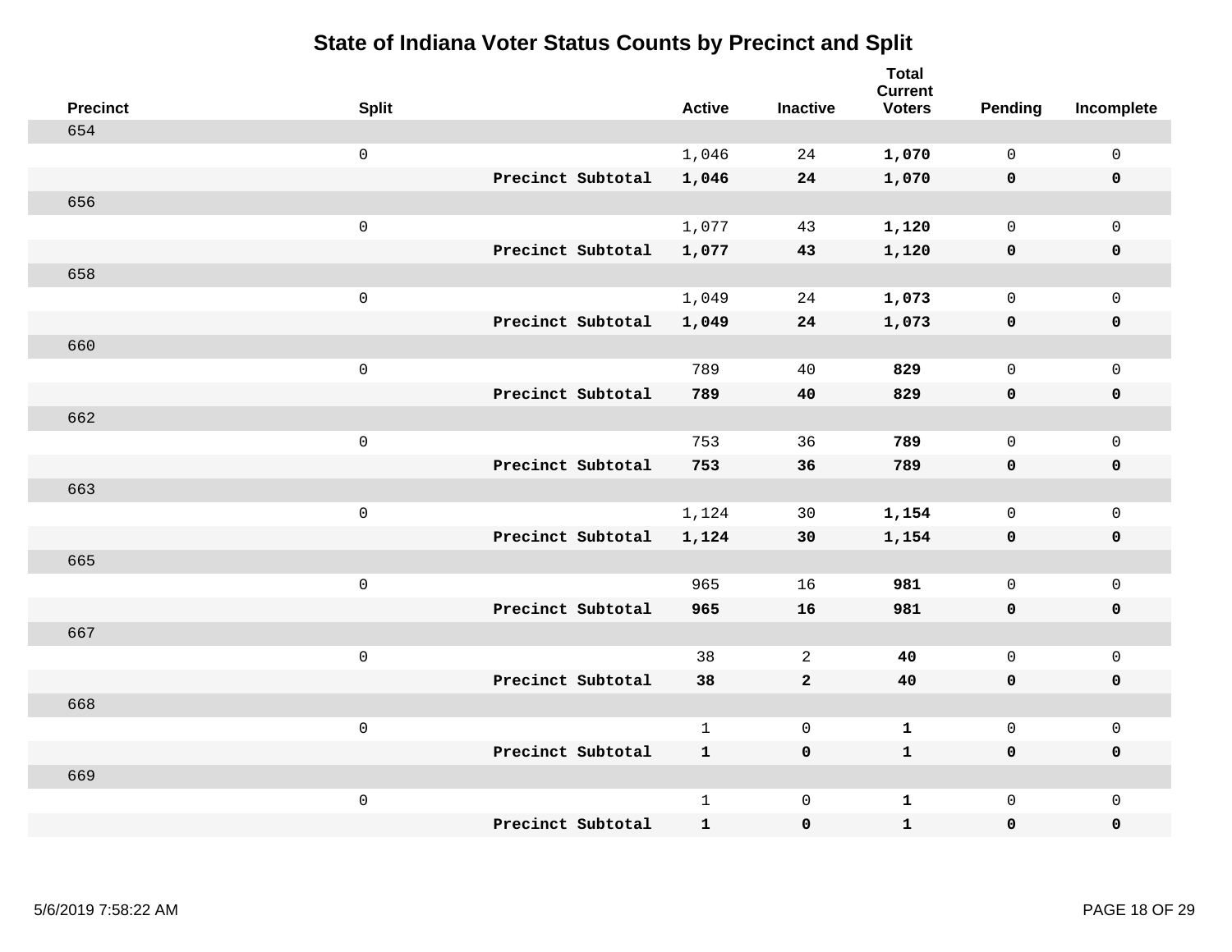# State of Indiana Voter Status Counts by Precinct and Split

| Precinct | Split | | Active | Inactive | Total Current Voters | Pending | Incomplete |
|---|---|---|---|---|---|---|---|
| 654 | | | | | | | |
| | 0 | | 1,046 | 24 | **1,070** | 0 | 0 |
| | | **Precinct Subtotal** | **1,046** | **24** | **1,070** | **0** | **0** |
| 656 | | | | | | | |
| | 0 | | 1,077 | 43 | **1,120** | 0 | 0 |
| | | **Precinct Subtotal** | **1,077** | **43** | **1,120** | **0** | **0** |
| 658 | | | | | | | |
| | 0 | | 1,049 | 24 | **1,073** | 0 | 0 |
| | | **Precinct Subtotal** | **1,049** | **24** | **1,073** | **0** | **0** |
| 660 | | | | | | | |
| | 0 | | 789 | 40 | **829** | 0 | 0 |
| | | **Precinct Subtotal** | **789** | **40** | **829** | **0** | **0** |
| 662 | | | | | | | |
| | 0 | | 753 | 36 | **789** | 0 | 0 |
| | | **Precinct Subtotal** | **753** | **36** | **789** | **0** | **0** |
| 663 | | | | | | | |
| | 0 | | 1,124 | 30 | **1,154** | 0 | 0 |
| | | **Precinct Subtotal** | **1,124** | **30** | **1,154** | **0** | **0** |
| 665 | | | | | | | |
| | 0 | | 965 | 16 | **981** | 0 | 0 |
| | | **Precinct Subtotal** | **965** | **16** | **981** | **0** | **0** |
| 667 | | | | | | | |
| | 0 | | 38 | 2 | **40** | 0 | 0 |
| | | **Precinct Subtotal** | **38** | **2** | **40** | **0** | **0** |
| 668 | | | | | | | |
| | 0 | | 1 | 0 | **1** | 0 | 0 |
| | | **Precinct Subtotal** | **1** | **0** | **1** | **0** | **0** |
| 669 | | | | | | | |
| | 0 | | 1 | 0 | **1** | 0 | 0 |
| | | **Precinct Subtotal** | **1** | **0** | **1** | **0** | **0** |

5/6/2019 7:58:22 AM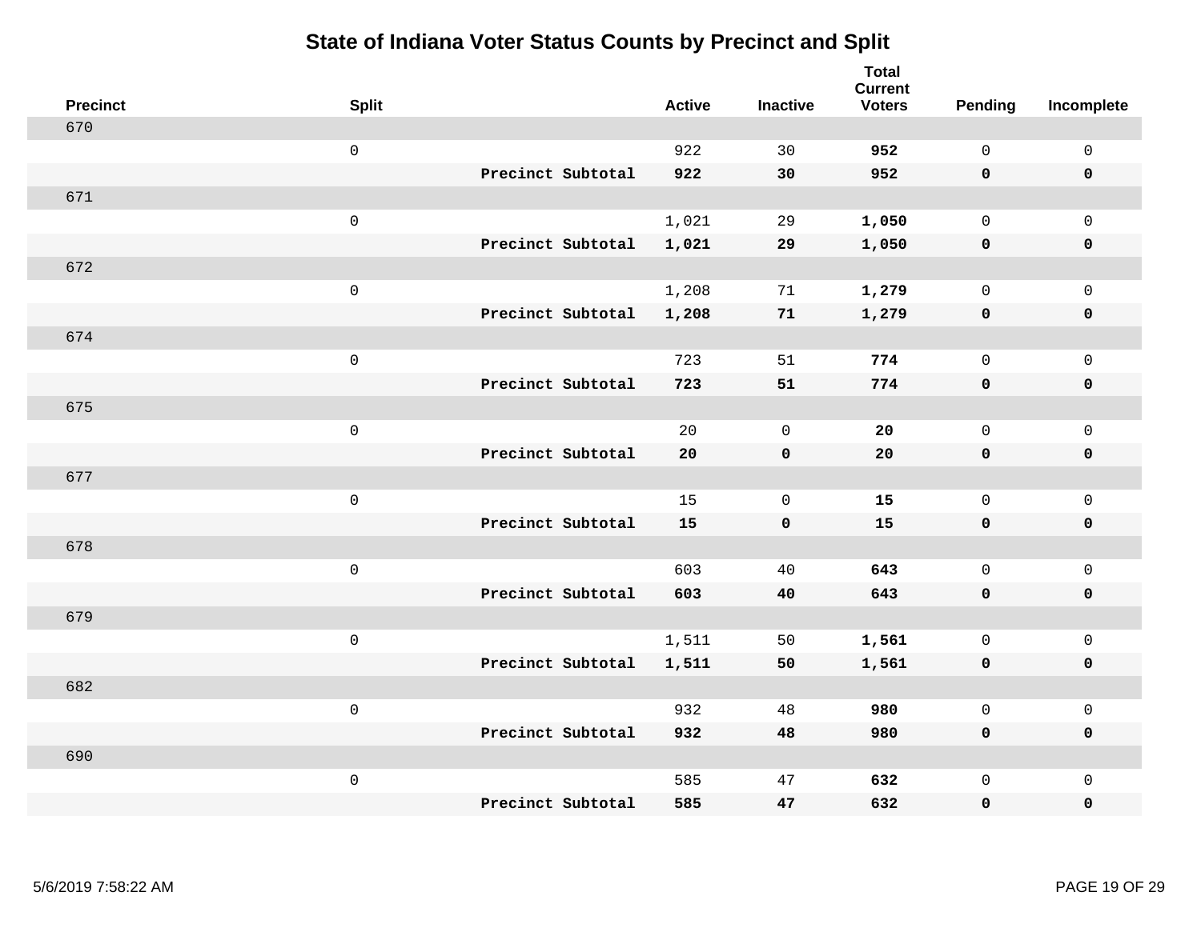# State of Indiana Voter Status Counts by Precinct and Split

| Precinct | Split | | Active | Inactive | Total Current Voters | Pending | Incomplete |
|---|---|---|---|---|---|---|---|
| 670 | | | | | | | |
| | 0 | | 922 | 30 | **952** | 0 | 0 |
| | | **Precinct Subtotal** | **922** | **30** | **952** | **0** | **0** |
| 671 | | | | | | | |
| | 0 | | 1,021 | 29 | **1,050** | 0 | 0 |
| | | **Precinct Subtotal** | **1,021** | **29** | **1,050** | **0** | **0** |
| 672 | | | | | | | |
| | 0 | | 1,208 | 71 | **1,279** | 0 | 0 |
| | | **Precinct Subtotal** | **1,208** | **71** | **1,279** | **0** | **0** |
| 674 | | | | | | | |
| | 0 | | 723 | 51 | **774** | 0 | 0 |
| | | **Precinct Subtotal** | **723** | **51** | **774** | **0** | **0** |
| 675 | | | | | | | |
| | 0 | | 20 | 0 | **20** | 0 | 0 |
| | | **Precinct Subtotal** | **20** | **0** | **20** | **0** | **0** |
| 677 | | | | | | | |
| | 0 | | 15 | 0 | **15** | 0 | 0 |
| | | **Precinct Subtotal** | **15** | **0** | **15** | **0** | **0** |
| 678 | | | | | | | |
| | 0 | | 603 | 40 | **643** | 0 | 0 |
| | | **Precinct Subtotal** | **603** | **40** | **643** | **0** | **0** |
| 679 | | | | | | | |
| | 0 | | 1,511 | 50 | **1,561** | 0 | 0 |
| | | **Precinct Subtotal** | **1,511** | **50** | **1,561** | **0** | **0** |
| 682 | | | | | | | |
| | 0 | | 932 | 48 | **980** | 0 | 0 |
| | | **Precinct Subtotal** | **932** | **48** | **980** | **0** | **0** |
| 690 | | | | | | | |
| | 0 | | 585 | 47 | **632** | 0 | 0 |
| | | **Precinct Subtotal** | **585** | **47** | **632** | **0** | **0** |

5/6/2019 7:58:22 AM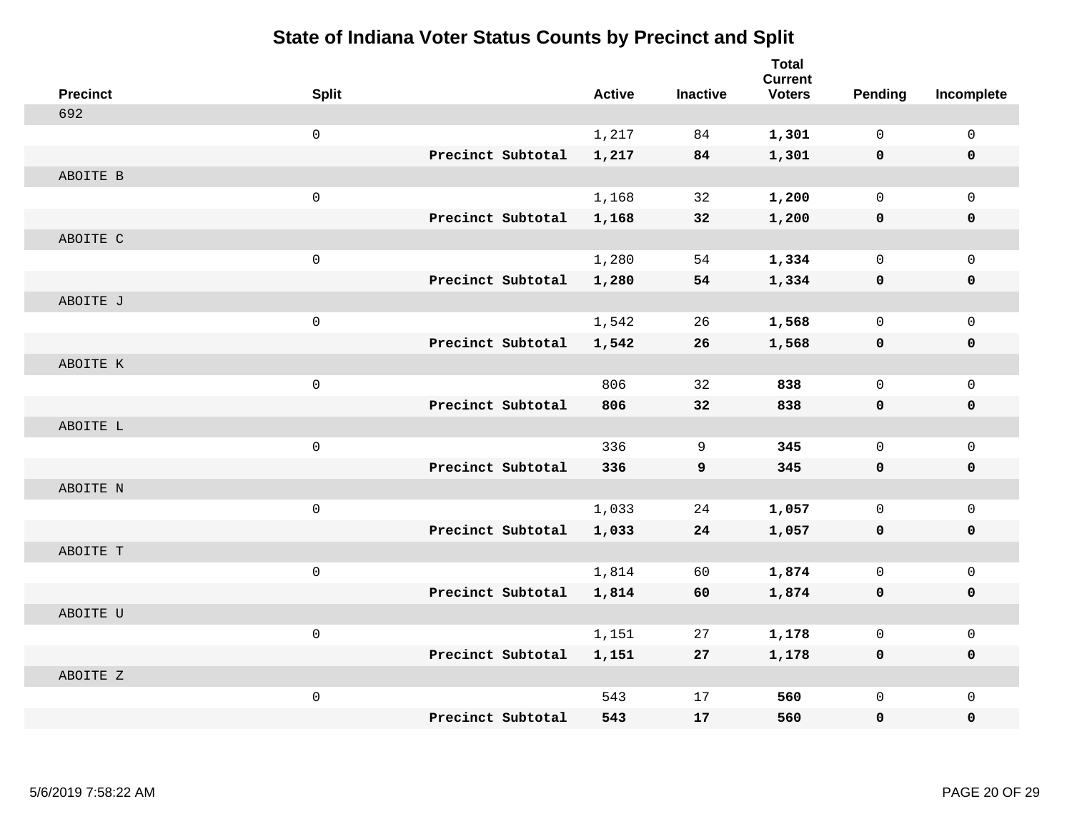# State of Indiana Voter Status Counts by Precinct and Split

| Precinct | Split | | Active | Inactive | Total Current Voters | Pending | Incomplete |
|---|---|---|---|---|---|---|---|
| 692 | | | | | | | |
| | 0 | | 1,217 | 84 | **1,301** | 0 | 0 |
| | | **Precinct Subtotal** | **1,217** | **84** | **1,301** | **0** | **0** |
| ABOITE B | | | | | | | |
| | 0 | | 1,168 | 32 | **1,200** | 0 | 0 |
| | | **Precinct Subtotal** | **1,168** | **32** | **1,200** | **0** | **0** |
| ABOITE C | | | | | | | |
| | 0 | | 1,280 | 54 | **1,334** | 0 | 0 |
| | | **Precinct Subtotal** | **1,280** | **54** | **1,334** | **0** | **0** |
| ABOITE J | | | | | | | |
| | 0 | | 1,542 | 26 | **1,568** | 0 | 0 |
| | | **Precinct Subtotal** | **1,542** | **26** | **1,568** | **0** | **0** |
| ABOITE K | | | | | | | |
| | 0 | | 806 | 32 | **838** | 0 | 0 |
| | | **Precinct Subtotal** | **806** | **32** | **838** | **0** | **0** |
| ABOITE L | | | | | | | |
| | 0 | | 336 | 9 | **345** | 0 | 0 |
| | | **Precinct Subtotal** | **336** | **9** | **345** | **0** | **0** |
| ABOITE N | | | | | | | |
| | 0 | | 1,033 | 24 | **1,057** | 0 | 0 |
| | | **Precinct Subtotal** | **1,033** | **24** | **1,057** | **0** | **0** |
| ABOITE T | | | | | | | |
| | 0 | | 1,814 | 60 | **1,874** | 0 | 0 |
| | | **Precinct Subtotal** | **1,814** | **60** | **1,874** | **0** | **0** |
| ABOITE U | | | | | | | |
| | 0 | | 1,151 | 27 | **1,178** | 0 | 0 |
| | | **Precinct Subtotal** | **1,151** | **27** | **1,178** | **0** | **0** |
| ABOITE Z | | | | | | | |
| | 0 | | 543 | 17 | **560** | 0 | 0 |
| | | **Precinct Subtotal** | **543** | **17** | **560** | **0** | **0** |

5/6/2019 7:58:22 AM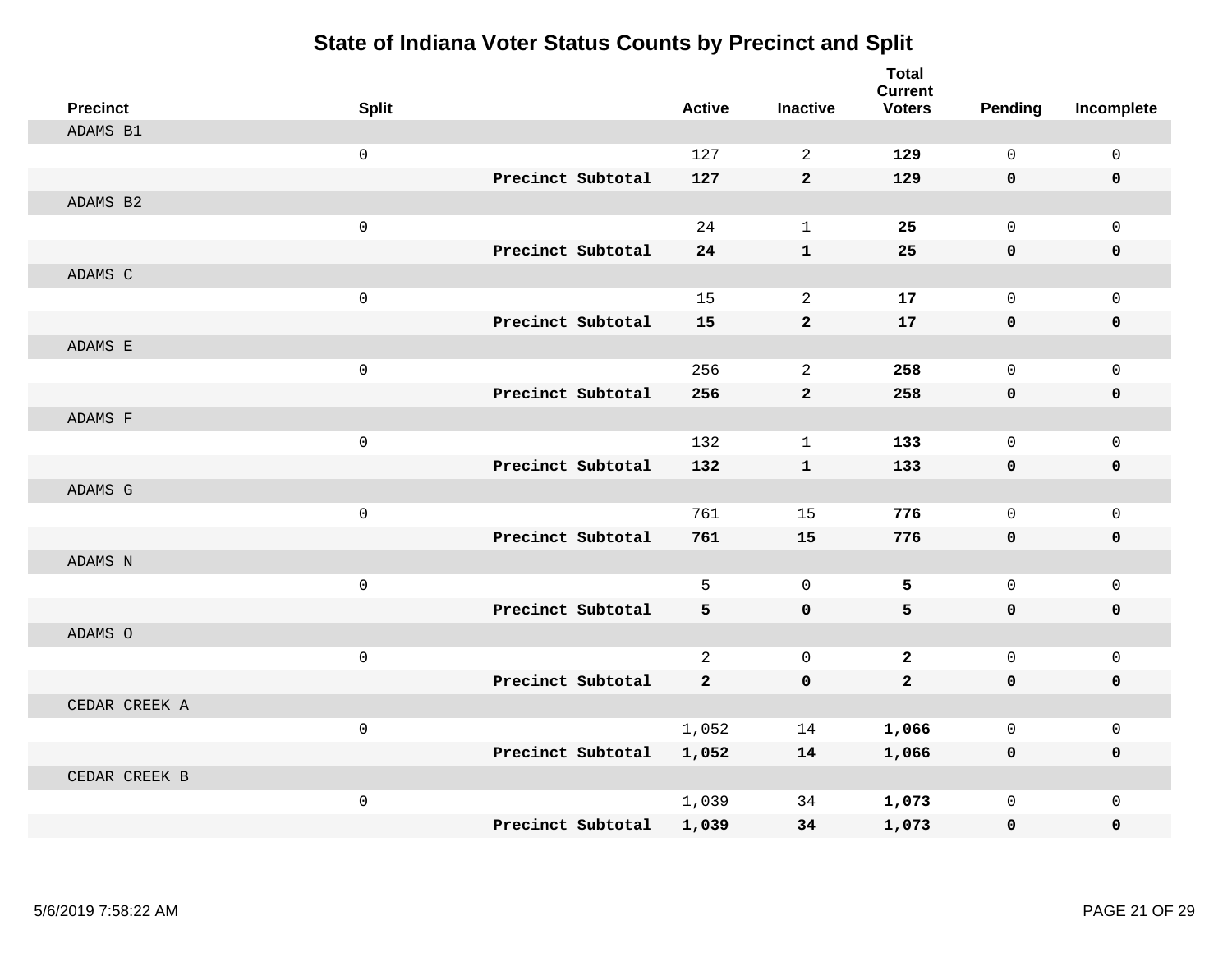# State of Indiana Voter Status Counts by Precinct and Split

| Precinct | Split | | Active | Inactive | Total Current Voters | Pending | Incomplete |
|---|---|---|---|---|---|---|---|
| ADAMS B1 | | | | | | | |
| | 0 | | 127 | 2 | **129** | 0 | 0 |
| | | **Precinct Subtotal** | **127** | **2** | **129** | **0** | **0** |
| ADAMS B2 | | | | | | | |
| | 0 | | 24 | 1 | **25** | 0 | 0 |
| | | **Precinct Subtotal** | **24** | **1** | **25** | **0** | **0** |
| ADAMS C | | | | | | | |
| | 0 | | 15 | 2 | **17** | 0 | 0 |
| | | **Precinct Subtotal** | **15** | **2** | **17** | **0** | **0** |
| ADAMS E | | | | | | | |
| | 0 | | 256 | 2 | **258** | 0 | 0 |
| | | **Precinct Subtotal** | **256** | **2** | **258** | **0** | **0** |
| ADAMS F | | | | | | | |
| | 0 | | 132 | 1 | **133** | 0 | 0 |
| | | **Precinct Subtotal** | **132** | **1** | **133** | **0** | **0** |
| ADAMS G | | | | | | | |
| | 0 | | 761 | 15 | **776** | 0 | 0 |
| | | **Precinct Subtotal** | **761** | **15** | **776** | **0** | **0** |
| ADAMS N | | | | | | | |
| | 0 | | 5 | 0 | **5** | 0 | 0 |
| | | **Precinct Subtotal** | **5** | **0** | **5** | **0** | **0** |
| ADAMS O | | | | | | | |
| | 0 | | 2 | 0 | **2** | 0 | 0 |
| | | **Precinct Subtotal** | **2** | **0** | **2** | **0** | **0** |
| CEDAR CREEK A | | | | | | | |
| | 0 | | 1,052 | 14 | **1,066** | 0 | 0 |
| | | **Precinct Subtotal** | **1,052** | **14** | **1,066** | **0** | **0** |
| CEDAR CREEK B | | | | | | | |
| | 0 | | 1,039 | 34 | **1,073** | 0 | 0 |
| | | **Precinct Subtotal** | **1,039** | **34** | **1,073** | **0** | **0** |

5/6/2019 7:58:22 AM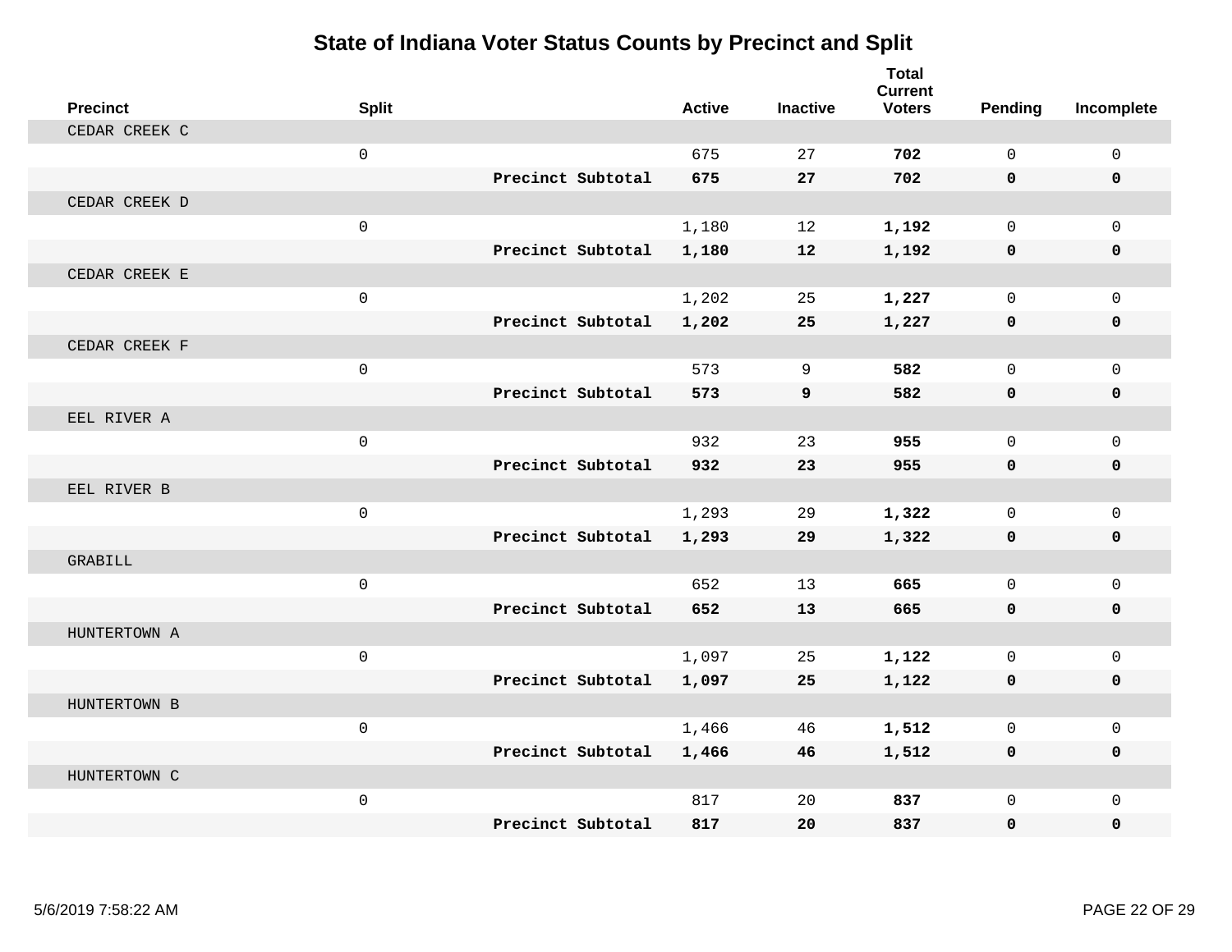# State of Indiana Voter Status Counts by Precinct and Split

| Precinct | Split | | Active | Inactive | Total Current Voters | Pending | Incomplete |
|---|---|---|---|---|---|---|---|
| CEDAR CREEK C | | | | | | | |
| | 0 | | 675 | 27 | **702** | 0 | 0 |
| | | **Precinct Subtotal** | **675** | **27** | **702** | **0** | **0** |
| CEDAR CREEK D | | | | | | | |
| | 0 | | 1,180 | 12 | **1,192** | 0 | 0 |
| | | **Precinct Subtotal** | **1,180** | **12** | **1,192** | **0** | **0** |
| CEDAR CREEK E | | | | | | | |
| | 0 | | 1,202 | 25 | **1,227** | 0 | 0 |
| | | **Precinct Subtotal** | **1,202** | **25** | **1,227** | **0** | **0** |
| CEDAR CREEK F | | | | | | | |
| | 0 | | 573 | 9 | **582** | 0 | 0 |
| | | **Precinct Subtotal** | **573** | **9** | **582** | **0** | **0** |
| EEL RIVER A | | | | | | | |
| | 0 | | 932 | 23 | **955** | 0 | 0 |
| | | **Precinct Subtotal** | **932** | **23** | **955** | **0** | **0** |
| EEL RIVER B | | | | | | | |
| | 0 | | 1,293 | 29 | **1,322** | 0 | 0 |
| | | **Precinct Subtotal** | **1,293** | **29** | **1,322** | **0** | **0** |
| GRABILL | | | | | | | |
| | 0 | | 652 | 13 | **665** | 0 | 0 |
| | | **Precinct Subtotal** | **652** | **13** | **665** | **0** | **0** |
| HUNTERTOWN A | | | | | | | |
| | 0 | | 1,097 | 25 | **1,122** | 0 | 0 |
| | | **Precinct Subtotal** | **1,097** | **25** | **1,122** | **0** | **0** |
| HUNTERTOWN B | | | | | | | |
| | 0 | | 1,466 | 46 | **1,512** | 0 | 0 |
| | | **Precinct Subtotal** | **1,466** | **46** | **1,512** | **0** | **0** |
| HUNTERTOWN C | | | | | | | |
| | 0 | | 817 | 20 | **837** | 0 | 0 |
| | | **Precinct Subtotal** | **817** | **20** | **837** | **0** | **0** |

5/6/2019 7:58:22 AM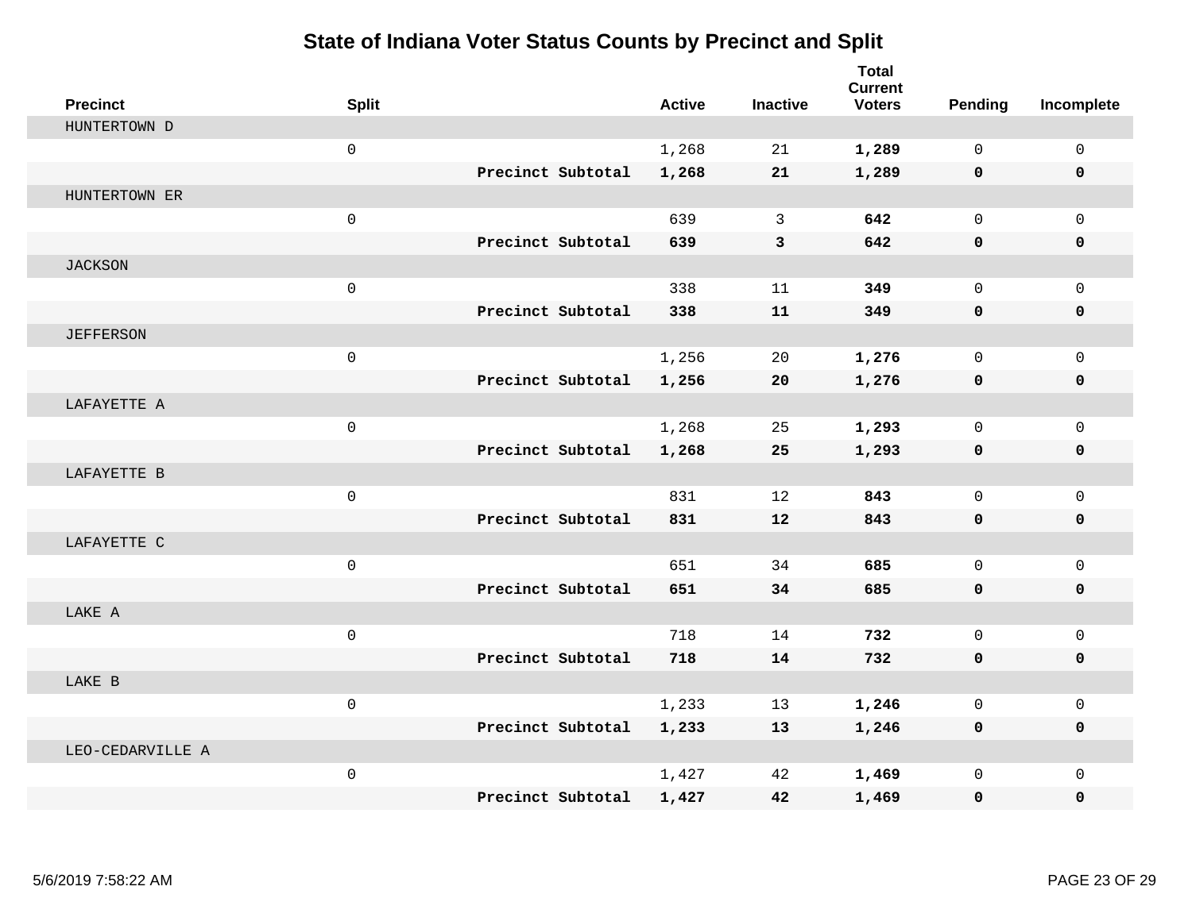# State of Indiana Voter Status Counts by Precinct and Split

| Precinct | Split | | Active | Inactive | Total Current Voters | Pending | Incomplete |
|---|---|---|---|---|---|---|---|
| HUNTERTOWN D | | | | | | | |
| | 0 | | 1,268 | 21 | **1,289** | 0 | 0 |
| | | **Precinct Subtotal** | **1,268** | **21** | **1,289** | **0** | **0** |
| HUNTERTOWN ER | | | | | | | |
| | 0 | | 639 | 3 | **642** | 0 | 0 |
| | | **Precinct Subtotal** | **639** | **3** | **642** | **0** | **0** |
| JACKSON | | | | | | | |
| | 0 | | 338 | 11 | **349** | 0 | 0 |
| | | **Precinct Subtotal** | **338** | **11** | **349** | **0** | **0** |
| JEFFERSON | | | | | | | |
| | 0 | | 1,256 | 20 | **1,276** | 0 | 0 |
| | | **Precinct Subtotal** | **1,256** | **20** | **1,276** | **0** | **0** |
| LAFAYETTE A | | | | | | | |
| | 0 | | 1,268 | 25 | **1,293** | 0 | 0 |
| | | **Precinct Subtotal** | **1,268** | **25** | **1,293** | **0** | **0** |
| LAFAYETTE B | | | | | | | |
| | 0 | | 831 | 12 | **843** | 0 | 0 |
| | | **Precinct Subtotal** | **831** | **12** | **843** | **0** | **0** |
| LAFAYETTE C | | | | | | | |
| | 0 | | 651 | 34 | **685** | 0 | 0 |
| | | **Precinct Subtotal** | **651** | **34** | **685** | **0** | **0** |
| LAKE A | | | | | | | |
| | 0 | | 718 | 14 | **732** | 0 | 0 |
| | | **Precinct Subtotal** | **718** | **14** | **732** | **0** | **0** |
| LAKE B | | | | | | | |
| | 0 | | 1,233 | 13 | **1,246** | 0 | 0 |
| | | **Precinct Subtotal** | **1,233** | **13** | **1,246** | **0** | **0** |
| LEO-CEDARVILLE A | | | | | | | |
| | 0 | | 1,427 | 42 | **1,469** | 0 | 0 |
| | | **Precinct Subtotal** | **1,427** | **42** | **1,469** | **0** | **0** |

5/6/2019 7:58:22 AM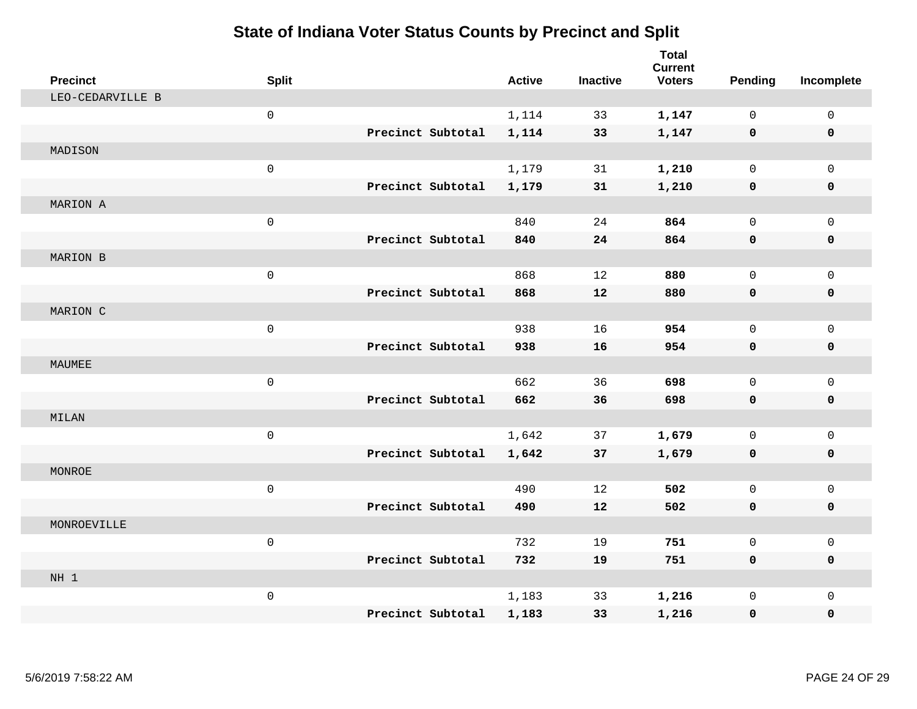# State of Indiana Voter Status Counts by Precinct and Split

| Precinct | Split | | Active | Inactive | Total Current Voters | Pending | Incomplete |
|---|---|---|---|---|---|---|---|
| LEO-CEDARVILLE B | | | | | | | |
| | 0 | | 1,114 | 33 | **1,147** | 0 | 0 |
| | | **Precinct Subtotal** | **1,114** | **33** | **1,147** | **0** | **0** |
| MADISON | | | | | | | |
| | 0 | | 1,179 | 31 | **1,210** | 0 | 0 |
| | | **Precinct Subtotal** | **1,179** | **31** | **1,210** | **0** | **0** |
| MARION A | | | | | | | |
| | 0 | | 840 | 24 | **864** | 0 | 0 |
| | | **Precinct Subtotal** | **840** | **24** | **864** | **0** | **0** |
| MARION B | | | | | | | |
| | 0 | | 868 | 12 | **880** | 0 | 0 |
| | | **Precinct Subtotal** | **868** | **12** | **880** | **0** | **0** |
| MARION C | | | | | | | |
| | 0 | | 938 | 16 | **954** | 0 | 0 |
| | | **Precinct Subtotal** | **938** | **16** | **954** | **0** | **0** |
| MAUMEE | | | | | | | |
| | 0 | | 662 | 36 | **698** | 0 | 0 |
| | | **Precinct Subtotal** | **662** | **36** | **698** | **0** | **0** |
| MILAN | | | | | | | |
| | 0 | | 1,642 | 37 | **1,679** | 0 | 0 |
| | | **Precinct Subtotal** | **1,642** | **37** | **1,679** | **0** | **0** |
| MONROE | | | | | | | |
| | 0 | | 490 | 12 | **502** | 0 | 0 |
| | | **Precinct Subtotal** | **490** | **12** | **502** | **0** | **0** |
| MONROEVILLE | | | | | | | |
| | 0 | | 732 | 19 | **751** | 0 | 0 |
| | | **Precinct Subtotal** | **732** | **19** | **751** | **0** | **0** |
| NH 1 | | | | | | | |
| | 0 | | 1,183 | 33 | **1,216** | 0 | 0 |
| | | **Precinct Subtotal** | **1,183** | **33** | **1,216** | **0** | **0** |

5/6/2019 7:58:22 AM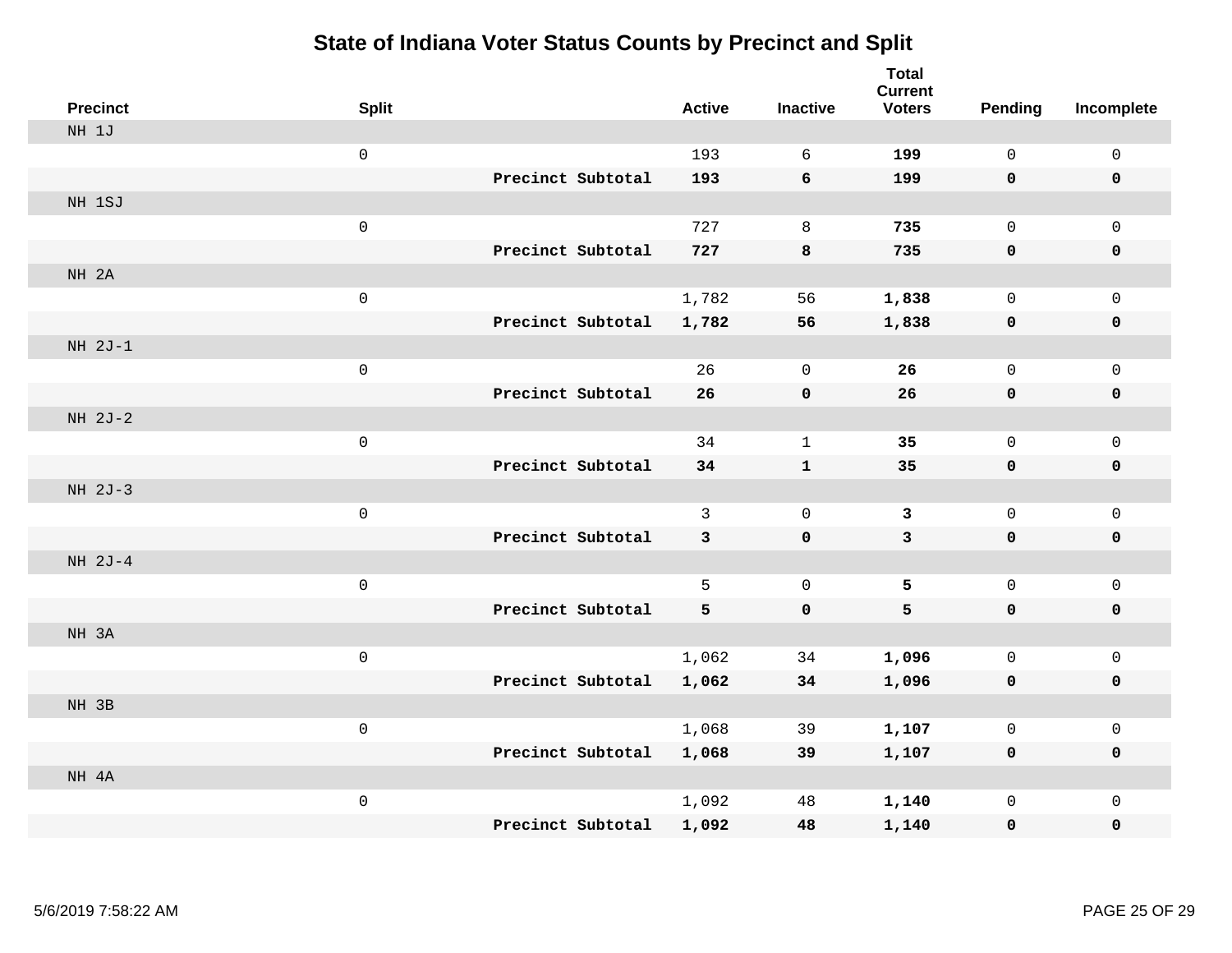# State of Indiana Voter Status Counts by Precinct and Split

| Precinct | Split | | Active | Inactive | Total Current Voters | Pending | Incomplete |
|---|---|---|---|---|---|---|---|
| NH 1J | | | | | | | |
| | 0 | | 193 | 6 | **199** | 0 | 0 |
| | | **Precinct Subtotal** | **193** | **6** | **199** | **0** | **0** |
| NH 1SJ | | | | | | | |
| | 0 | | 727 | 8 | **735** | 0 | 0 |
| | | **Precinct Subtotal** | **727** | **8** | **735** | **0** | **0** |
| NH 2A | | | | | | | |
| | 0 | | 1,782 | 56 | **1,838** | 0 | 0 |
| | | **Precinct Subtotal** | **1,782** | **56** | **1,838** | **0** | **0** |
| NH 2J-1 | | | | | | | |
| | 0 | | 26 | 0 | **26** | 0 | 0 |
| | | **Precinct Subtotal** | **26** | **0** | **26** | **0** | **0** |
| NH 2J-2 | | | | | | | |
| | 0 | | 34 | 1 | **35** | 0 | 0 |
| | | **Precinct Subtotal** | **34** | **1** | **35** | **0** | **0** |
| NH 2J-3 | | | | | | | |
| | 0 | | 3 | 0 | **3** | 0 | 0 |
| | | **Precinct Subtotal** | **3** | **0** | **3** | **0** | **0** |
| NH 2J-4 | | | | | | | |
| | 0 | | 5 | 0 | **5** | 0 | 0 |
| | | **Precinct Subtotal** | **5** | **0** | **5** | **0** | **0** |
| NH 3A | | | | | | | |
| | 0 | | 1,062 | 34 | **1,096** | 0 | 0 |
| | | **Precinct Subtotal** | **1,062** | **34** | **1,096** | **0** | **0** |
| NH 3B | | | | | | | |
| | 0 | | 1,068 | 39 | **1,107** | 0 | 0 |
| | | **Precinct Subtotal** | **1,068** | **39** | **1,107** | **0** | **0** |
| NH 4A | | | | | | | |
| | 0 | | 1,092 | 48 | **1,140** | 0 | 0 |
| | | **Precinct Subtotal** | **1,092** | **48** | **1,140** | **0** | **0** |

5/6/2019 7:58:22 AM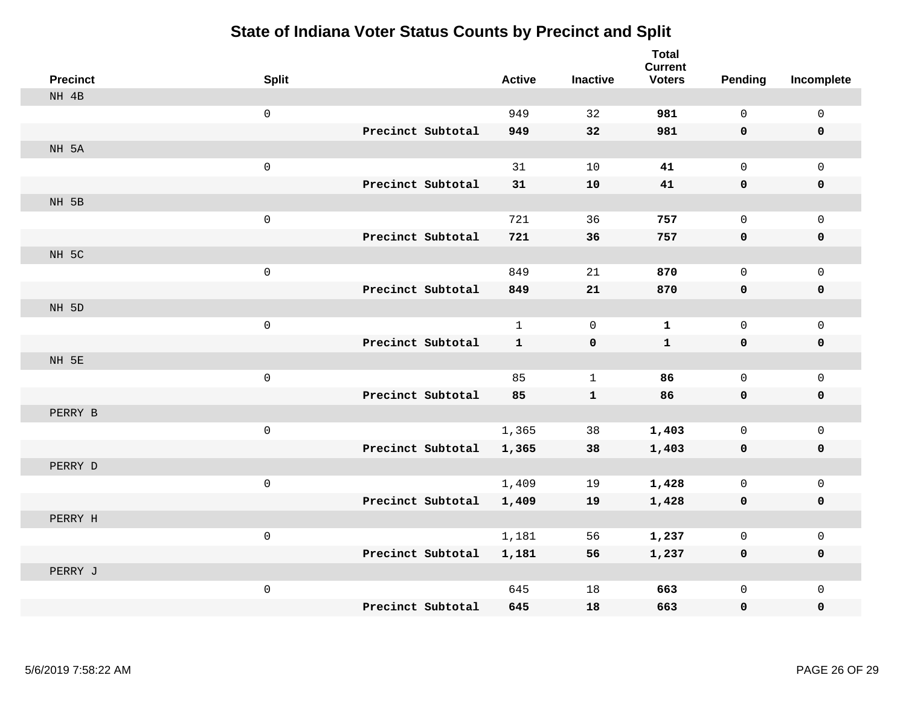# State of Indiana Voter Status Counts by Precinct and Split

| Precinct | Split | | Active | Inactive | Total Current Voters | Pending | Incomplete |
|---|---|---|---|---|---|---|---|
| NH 4B | | | | | | | |
| | 0 | | 949 | 32 | **981** | 0 | 0 |
| | | **Precinct Subtotal** | **949** | **32** | **981** | **0** | **0** |
| NH 5A | | | | | | | |
| | 0 | | 31 | 10 | **41** | 0 | 0 |
| | | **Precinct Subtotal** | **31** | **10** | **41** | **0** | **0** |
| NH 5B | | | | | | | |
| | 0 | | 721 | 36 | **757** | 0 | 0 |
| | | **Precinct Subtotal** | **721** | **36** | **757** | **0** | **0** |
| NH 5C | | | | | | | |
| | 0 | | 849 | 21 | **870** | 0 | 0 |
| | | **Precinct Subtotal** | **849** | **21** | **870** | **0** | **0** |
| NH 5D | | | | | | | |
| | 0 | | 1 | 0 | **1** | 0 | 0 |
| | | **Precinct Subtotal** | **1** | **0** | **1** | **0** | **0** |
| NH 5E | | | | | | | |
| | 0 | | 85 | 1 | **86** | 0 | 0 |
| | | **Precinct Subtotal** | **85** | **1** | **86** | **0** | **0** |
| PERRY B | | | | | | | |
| | 0 | | 1,365 | 38 | **1,403** | 0 | 0 |
| | | **Precinct Subtotal** | **1,365** | **38** | **1,403** | **0** | **0** |
| PERRY D | | | | | | | |
| | 0 | | 1,409 | 19 | **1,428** | 0 | 0 |
| | | **Precinct Subtotal** | **1,409** | **19** | **1,428** | **0** | **0** |
| PERRY H | | | | | | | |
| | 0 | | 1,181 | 56 | **1,237** | 0 | 0 |
| | | **Precinct Subtotal** | **1,181** | **56** | **1,237** | **0** | **0** |
| PERRY J | | | | | | | |
| | 0 | | 645 | 18 | **663** | 0 | 0 |
| | | **Precinct Subtotal** | **645** | **18** | **663** | **0** | **0** |

5/6/2019 7:58:22 AM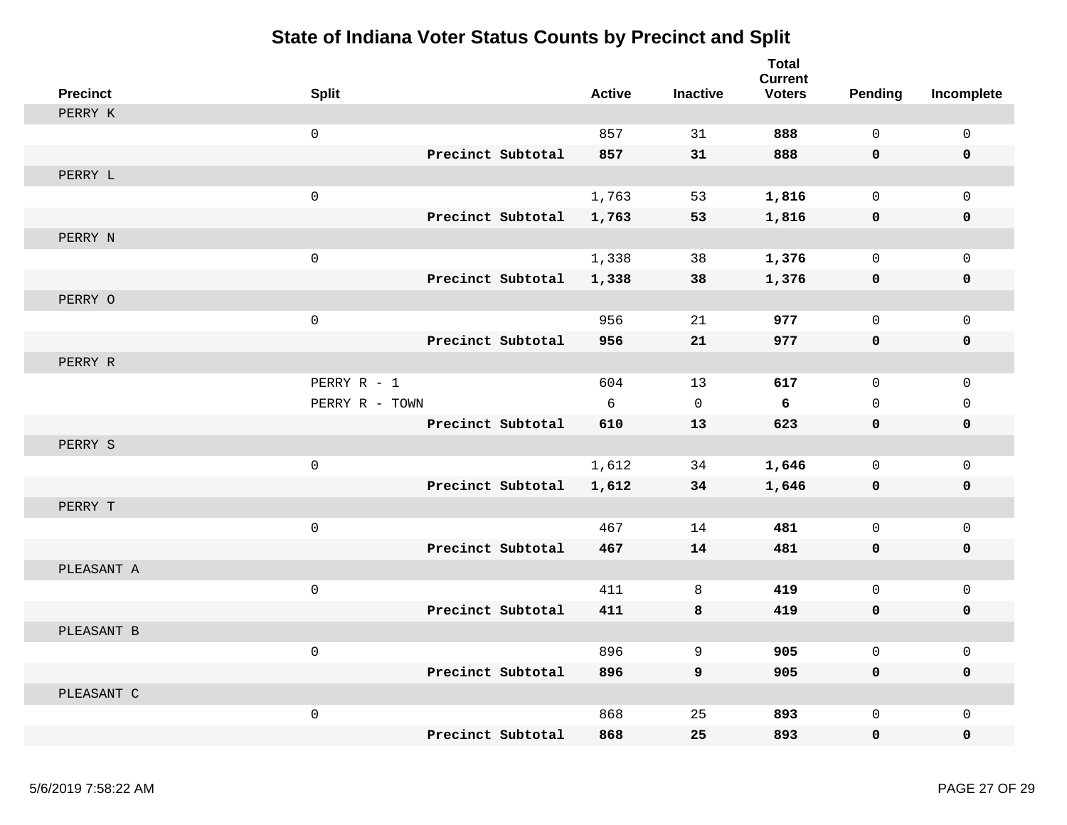# State of Indiana Voter Status Counts by Precinct and Split

| Precinct | Split | | Active | Inactive | Total Current Voters | Pending | Incomplete |
|---|---|---|---|---|---|---|---|
| PERRY K | | | | | | | |
| | 0 | | 857 | 31 | **888** | 0 | 0 |
| | | **Precinct Subtotal** | **857** | **31** | **888** | **0** | **0** |
| PERRY L | | | | | | | |
| | 0 | | 1,763 | 53 | **1,816** | 0 | 0 |
| | | **Precinct Subtotal** | **1,763** | **53** | **1,816** | **0** | **0** |
| PERRY N | | | | | | | |
| | 0 | | 1,338 | 38 | **1,376** | 0 | 0 |
| | | **Precinct Subtotal** | **1,338** | **38** | **1,376** | **0** | **0** |
| PERRY O | | | | | | | |
| | 0 | | 956 | 21 | **977** | 0 | 0 |
| | | **Precinct Subtotal** | **956** | **21** | **977** | **0** | **0** |
| PERRY R | | | | | | | |
| | PERRY R - 1 | | 604 | 13 | **617** | 0 | 0 |
| | PERRY R - TOWN | | 6 | 0 | **6** | 0 | 0 |
| | | **Precinct Subtotal** | **610** | **13** | **623** | **0** | **0** |
| PERRY S | | | | | | | |
| | 0 | | 1,612 | 34 | **1,646** | 0 | 0 |
| | | **Precinct Subtotal** | **1,612** | **34** | **1,646** | **0** | **0** |
| PERRY T | | | | | | | |
| | 0 | | 467 | 14 | **481** | 0 | 0 |
| | | **Precinct Subtotal** | **467** | **14** | **481** | **0** | **0** |
| PLEASANT A | | | | | | | |
| | 0 | | 411 | 8 | **419** | 0 | 0 |
| | | **Precinct Subtotal** | **411** | **8** | **419** | **0** | **0** |
| PLEASANT B | | | | | | | |
| | 0 | | 896 | 9 | **905** | 0 | 0 |
| | | **Precinct Subtotal** | **896** | **9** | **905** | **0** | **0** |
| PLEASANT C | | | | | | | |
| | 0 | | 868 | 25 | **893** | 0 | 0 |
| | | **Precinct Subtotal** | **868** | **25** | **893** | **0** | **0** |

5/6/2019 7:58:22 AM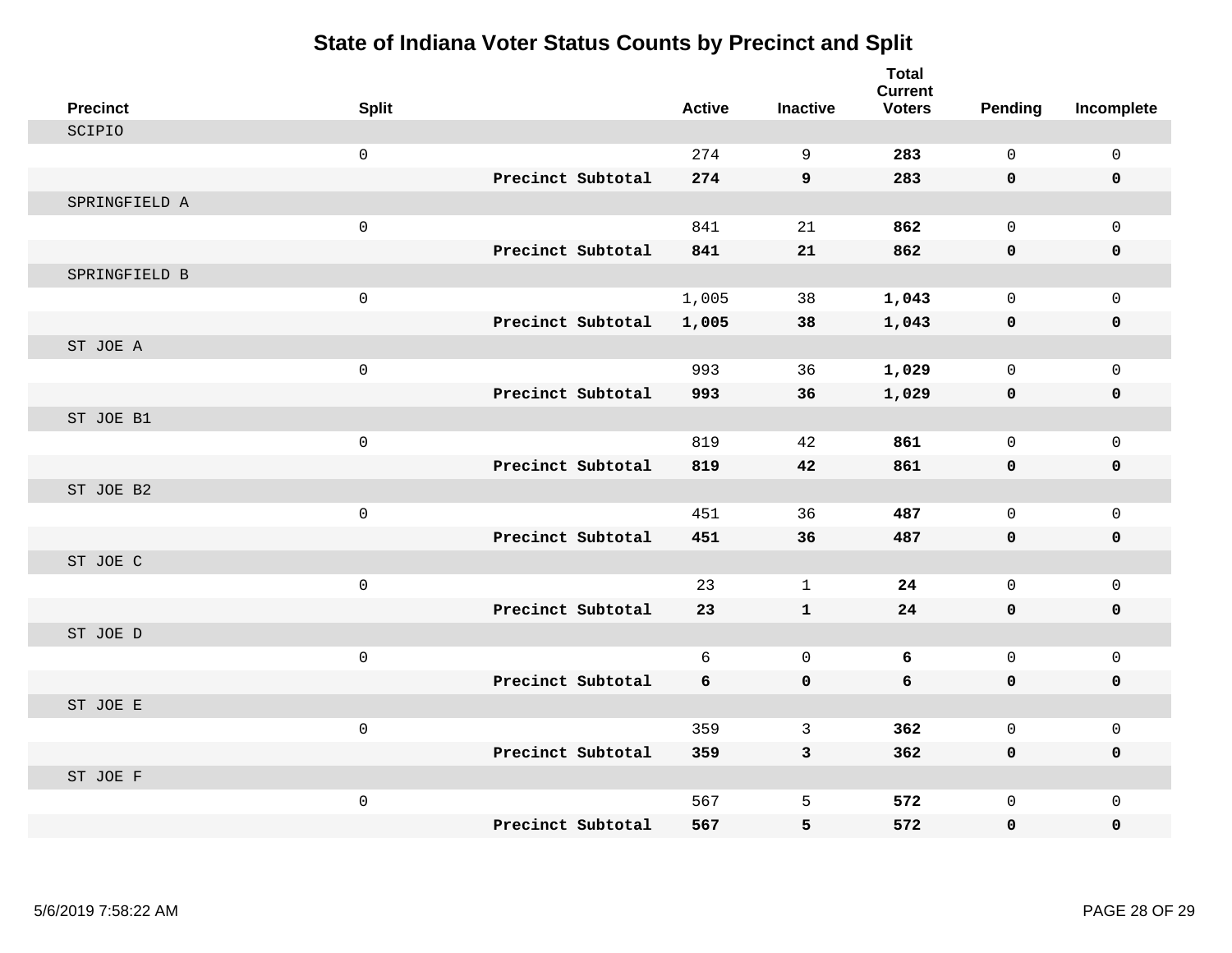# State of Indiana Voter Status Counts by Precinct and Split

| Precinct | Split | | Active | Inactive | Total Current Voters | Pending | Incomplete |
|---|---|---|---|---|---|---|---|
| SCIPIO | | | | | | | |
| | 0 | | 274 | 9 | **283** | 0 | 0 |
| | | **Precinct Subtotal** | **274** | **9** | **283** | **0** | **0** |
| SPRINGFIELD A | | | | | | | |
| | 0 | | 841 | 21 | **862** | 0 | 0 |
| | | **Precinct Subtotal** | **841** | **21** | **862** | **0** | **0** |
| SPRINGFIELD B | | | | | | | |
| | 0 | | 1,005 | 38 | **1,043** | 0 | 0 |
| | | **Precinct Subtotal** | **1,005** | **38** | **1,043** | **0** | **0** |
| ST JOE A | | | | | | | |
| | 0 | | 993 | 36 | **1,029** | 0 | 0 |
| | | **Precinct Subtotal** | **993** | **36** | **1,029** | **0** | **0** |
| ST JOE B1 | | | | | | | |
| | 0 | | 819 | 42 | **861** | 0 | 0 |
| | | **Precinct Subtotal** | **819** | **42** | **861** | **0** | **0** |
| ST JOE B2 | | | | | | | |
| | 0 | | 451 | 36 | **487** | 0 | 0 |
| | | **Precinct Subtotal** | **451** | **36** | **487** | **0** | **0** |
| ST JOE C | | | | | | | |
| | 0 | | 23 | 1 | **24** | 0 | 0 |
| | | **Precinct Subtotal** | **23** | **1** | **24** | **0** | **0** |
| ST JOE D | | | | | | | |
| | 0 | | 6 | 0 | **6** | 0 | 0 |
| | | **Precinct Subtotal** | **6** | **0** | **6** | **0** | **0** |
| ST JOE E | | | | | | | |
| | 0 | | 359 | 3 | **362** | 0 | 0 |
| | | **Precinct Subtotal** | **359** | **3** | **362** | **0** | **0** |
| ST JOE F | | | | | | | |
| | 0 | | 567 | 5 | **572** | 0 | 0 |
| | | **Precinct Subtotal** | **567** | **5** | **572** | **0** | **0** |

5/6/2019 7:58:22 AM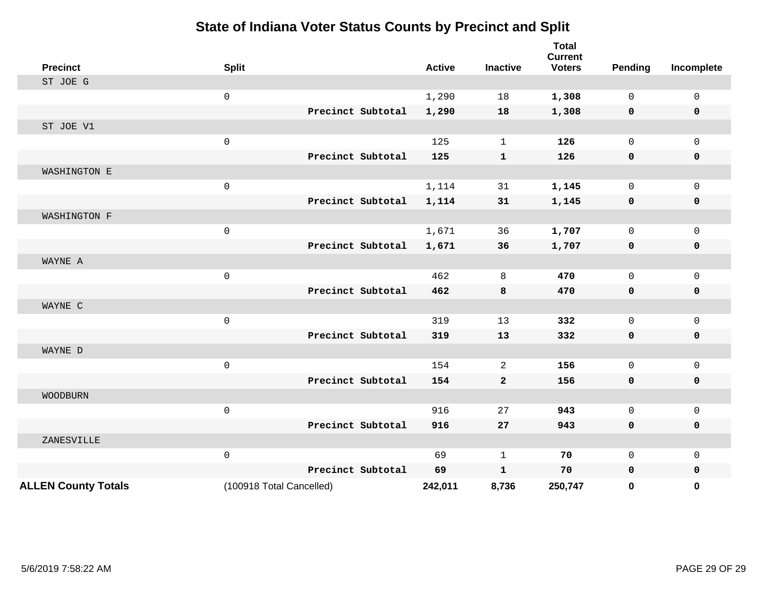# State of Indiana Voter Status Counts by Precinct and Split

| Precinct | Split | | Active | Inactive | Total Current Voters | Pending | Incomplete |
|---|---|---|---|---|---|---|---|
| ST JOE G | | | | | | | |
| | 0 | | 1,290 | 18 | **1,308** | 0 | 0 |
| | | **Precinct Subtotal** | **1,290** | **18** | **1,308** | **0** | **0** |
| ST JOE V1 | | | | | | | |
| | 0 | | 125 | 1 | **126** | 0 | 0 |
| | | **Precinct Subtotal** | **125** | **1** | **126** | **0** | **0** |
| WASHINGTON E | | | | | | | |
| | 0 | | 1,114 | 31 | **1,145** | 0 | 0 |
| | | **Precinct Subtotal** | **1,114** | **31** | **1,145** | **0** | **0** |
| WASHINGTON F | | | | | | | |
| | 0 | | 1,671 | 36 | **1,707** | 0 | 0 |
| | | **Precinct Subtotal** | **1,671** | **36** | **1,707** | **0** | **0** |
| WAYNE A | | | | | | | |
| | 0 | | 462 | 8 | **470** | 0 | 0 |
| | | **Precinct Subtotal** | **462** | **8** | **470** | **0** | **0** |
| WAYNE C | | | | | | | |
| | 0 | | 319 | 13 | **332** | 0 | 0 |
| | | **Precinct Subtotal** | **319** | **13** | **332** | **0** | **0** |
| WAYNE D | | | | | | | |
| | 0 | | 154 | 2 | **156** | 0 | 0 |
| | | **Precinct Subtotal** | **154** | **2** | **156** | **0** | **0** |
| WOODBURN | | | | | | | |
| | 0 | | 916 | 27 | **943** | 0 | 0 |
| | | **Precinct Subtotal** | **916** | **27** | **943** | **0** | **0** |
| ZANESVILLE | | | | | | | |
| | 0 | | 69 | 1 | **70** | 0 | 0 |
| | | **Precinct Subtotal** | **69** | **1** | **70** | **0** | **0** |
| **ALLEN County Totals** | (100918 Total Cancelled) | | **242,011** | **8,736** | **250,747** | **0** | **0** |

5/6/2019 7:58:22 AM